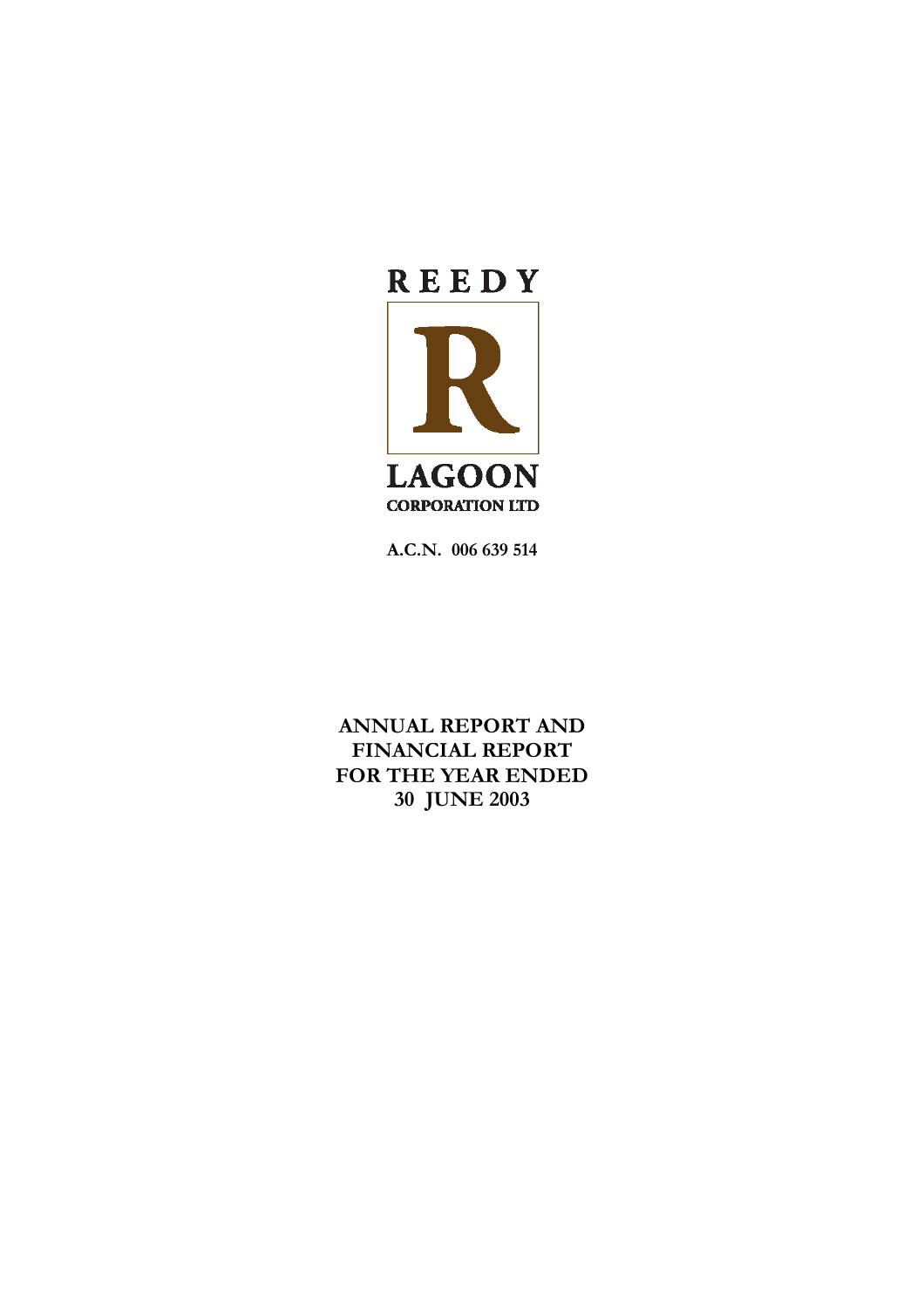**REEDY**

**R**

**LAGOON**

**CORPORATION LTD**

**A.C.N. 006 639 514**

# ANNUAL REPORT AND FINANCIAL REPORT FOR THE YEAR ENDED 30 JUNE 2003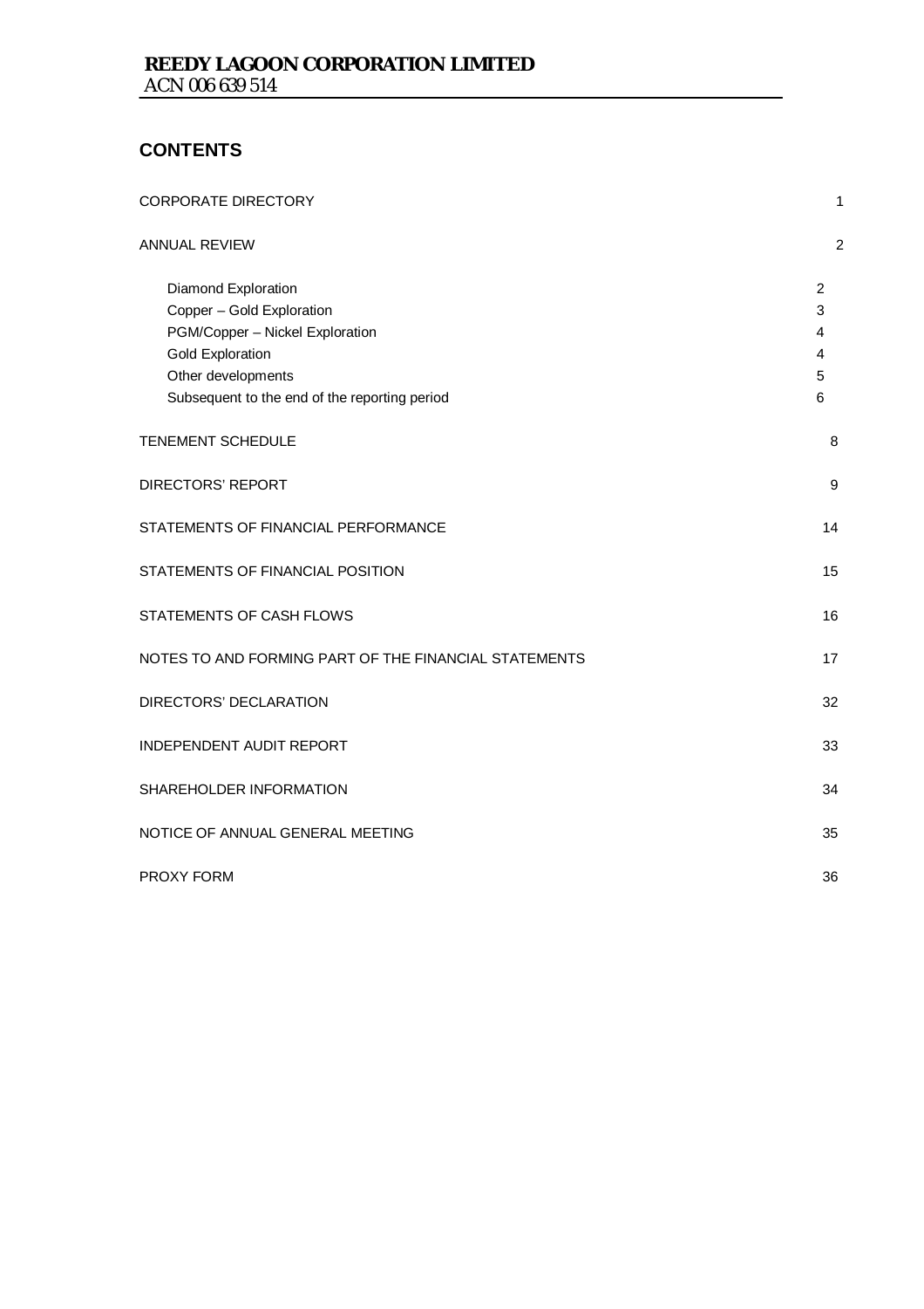**REEDY LAGOON CORPORATION LIMITED**
ACN 006 639 514

## CONTENTS

| | |
|---|---|
| CORPORATE DIRECTORY | 1 |
| ANNUAL REVIEW | 2 |
| Diamond Exploration | 2 |
| Copper – Gold Exploration | 3 |
| PGM/Copper – Nickel Exploration | 4 |
| Gold Exploration | 4 |
| Other developments | 5 |
| Subsequent to the end of the reporting period | 6 |
| TENEMENT SCHEDULE | 8 |
| DIRECTORS' REPORT | 9 |
| STATEMENTS OF FINANCIAL PERFORMANCE | 14 |
| STATEMENTS OF FINANCIAL POSITION | 15 |
| STATEMENTS OF CASH FLOWS | 16 |
| NOTES TO AND FORMING PART OF THE FINANCIAL STATEMENTS | 17 |
| DIRECTORS' DECLARATION | 32 |
| INDEPENDENT AUDIT REPORT | 33 |
| SHAREHOLDER INFORMATION | 34 |
| NOTICE OF ANNUAL GENERAL MEETING | 35 |
| PROXY FORM | 36 |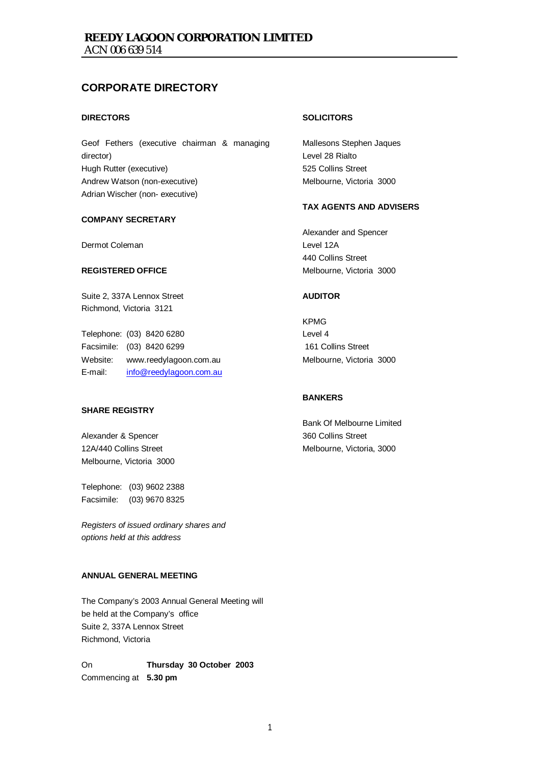# CORPORATE DIRECTORY

### DIRECTORS

Geof Fethers (executive chairman & managing director)
Hugh Rutter (executive)
Andrew Watson (non-executive)
Adrian Wischer (non- executive)

### COMPANY SECRETARY

Dermot Coleman

### REGISTERED OFFICE

Suite 2, 337A Lennox Street
Richmond, Victoria 3121

Telephone: (03) 8420 6280
Facsimile: (03) 8420 6299
Website: www.reedylagoon.com.au
E-mail: info@reedylagoon.com.au

### SHARE REGISTRY

Alexander & Spencer
12A/440 Collins Street
Melbourne, Victoria 3000

Telephone: (03) 9602 2388
Facsimile: (03) 9670 8325

*Registers of issued ordinary shares and options held at this address*

### ANNUAL GENERAL MEETING

The Company's 2003 Annual General Meeting will be held at the Company's office
Suite 2, 337A Lennox Street
Richmond, Victoria

On **Thursday 30 October 2003**
Commencing at **5.30 pm**

### SOLICITORS

Mallesons Stephen Jaques
Level 28 Rialto
525 Collins Street
Melbourne, Victoria 3000

### TAX AGENTS AND ADVISERS

Alexander and Spencer
Level 12A
440 Collins Street
Melbourne, Victoria 3000

### AUDITOR

KPMG
Level 4
161 Collins Street
Melbourne, Victoria 3000

### BANKERS

Bank Of Melbourne Limited
360 Collins Street
Melbourne, Victoria, 3000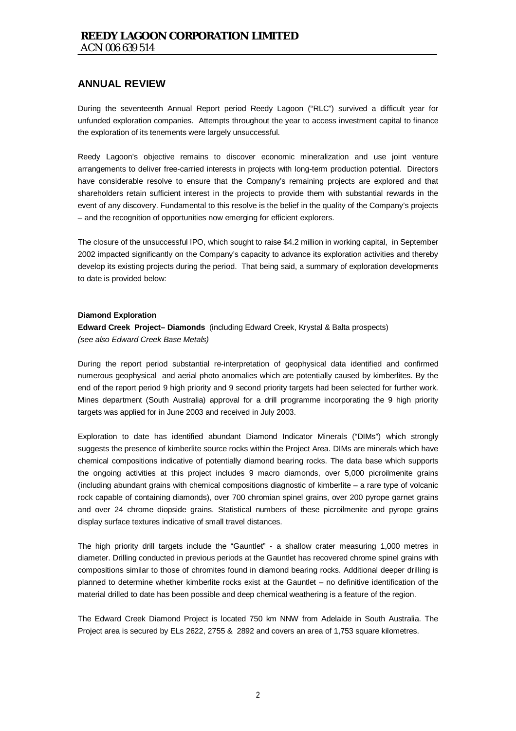## ANNUAL REVIEW

During the seventeenth Annual Report period Reedy Lagoon ("RLC") survived a difficult year for unfunded exploration companies. Attempts throughout the year to access investment capital to finance the exploration of its tenements were largely unsuccessful.

Reedy Lagoon's objective remains to discover economic mineralization and use joint venture arrangements to deliver free-carried interests in projects with long-term production potential. Directors have considerable resolve to ensure that the Company's remaining projects are explored and that shareholders retain sufficient interest in the projects to provide them with substantial rewards in the event of any discovery. Fundamental to this resolve is the belief in the quality of the Company's projects – and the recognition of opportunities now emerging for efficient explorers.

The closure of the unsuccessful IPO, which sought to raise $4.2 million in working capital, in September 2002 impacted significantly on the Company's capacity to advance its exploration activities and thereby develop its existing projects during the period. That being said, a summary of exploration developments to date is provided below:

**Diamond Exploration**

**Edward Creek Project– Diamonds** (including Edward Creek, Krystal & Balta prospects)
*(see also Edward Creek Base Metals)*

During the report period substantial re-interpretation of geophysical data identified and confirmed numerous geophysical and aerial photo anomalies which are potentially caused by kimberlites. By the end of the report period 9 high priority and 9 second priority targets had been selected for further work. Mines department (South Australia) approval for a drill programme incorporating the 9 high priority targets was applied for in June 2003 and received in July 2003.

Exploration to date has identified abundant Diamond Indicator Minerals ("DIMs") which strongly suggests the presence of kimberlite source rocks within the Project Area. DIMs are minerals which have chemical compositions indicative of potentially diamond bearing rocks. The data base which supports the ongoing activities at this project includes 9 macro diamonds, over 5,000 picroilmenite grains (including abundant grains with chemical compositions diagnostic of kimberlite – a rare type of volcanic rock capable of containing diamonds), over 700 chromian spinel grains, over 200 pyrope garnet grains and over 24 chrome diopside grains. Statistical numbers of these picroilmenite and pyrope grains display surface textures indicative of small travel distances.

The high priority drill targets include the "Gauntlet" - a shallow crater measuring 1,000 metres in diameter. Drilling conducted in previous periods at the Gauntlet has recovered chrome spinel grains with compositions similar to those of chromites found in diamond bearing rocks. Additional deeper drilling is planned to determine whether kimberlite rocks exist at the Gauntlet – no definitive identification of the material drilled to date has been possible and deep chemical weathering is a feature of the region.

The Edward Creek Diamond Project is located 750 km NNW from Adelaide in South Australia. The Project area is secured by ELs 2622, 2755 & 2892 and covers an area of 1,753 square kilometres.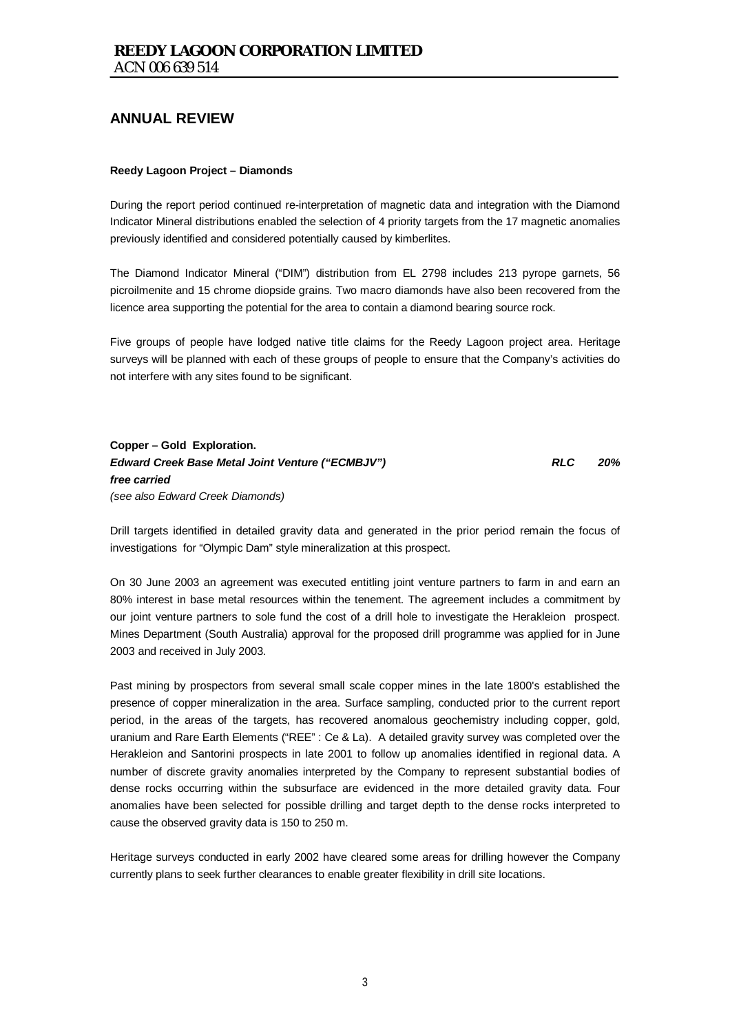## ANNUAL REVIEW

**Reedy Lagoon Project – Diamonds**

During the report period continued re-interpretation of magnetic data and integration with the Diamond Indicator Mineral distributions enabled the selection of 4 priority targets from the 17 magnetic anomalies previously identified and considered potentially caused by kimberlites.

The Diamond Indicator Mineral ("DIM") distribution from EL 2798 includes 213 pyrope garnets, 56 picroilmenite and 15 chrome diopside grains. Two macro diamonds have also been recovered from the licence area supporting the potential for the area to contain a diamond bearing source rock.

Five groups of people have lodged native title claims for the Reedy Lagoon project area. Heritage surveys will be planned with each of these groups of people to ensure that the Company's activities do not interfere with any sites found to be significant.

**Copper – Gold Exploration.**
***Edward Creek Base Metal Joint Venture ("ECMBJV") RLC 20% free carried***
*(see also Edward Creek Diamonds)*

Drill targets identified in detailed gravity data and generated in the prior period remain the focus of investigations for "Olympic Dam" style mineralization at this prospect.

On 30 June 2003 an agreement was executed entitling joint venture partners to farm in and earn an 80% interest in base metal resources within the tenement. The agreement includes a commitment by our joint venture partners to sole fund the cost of a drill hole to investigate the Herakleion prospect. Mines Department (South Australia) approval for the proposed drill programme was applied for in June 2003 and received in July 2003.

Past mining by prospectors from several small scale copper mines in the late 1800's established the presence of copper mineralization in the area. Surface sampling, conducted prior to the current report period, in the areas of the targets, has recovered anomalous geochemistry including copper, gold, uranium and Rare Earth Elements ("REE" : Ce & La). A detailed gravity survey was completed over the Herakleion and Santorini prospects in late 2001 to follow up anomalies identified in regional data. A number of discrete gravity anomalies interpreted by the Company to represent substantial bodies of dense rocks occurring within the subsurface are evidenced in the more detailed gravity data. Four anomalies have been selected for possible drilling and target depth to the dense rocks interpreted to cause the observed gravity data is 150 to 250 m.

Heritage surveys conducted in early 2002 have cleared some areas for drilling however the Company currently plans to seek further clearances to enable greater flexibility in drill site locations.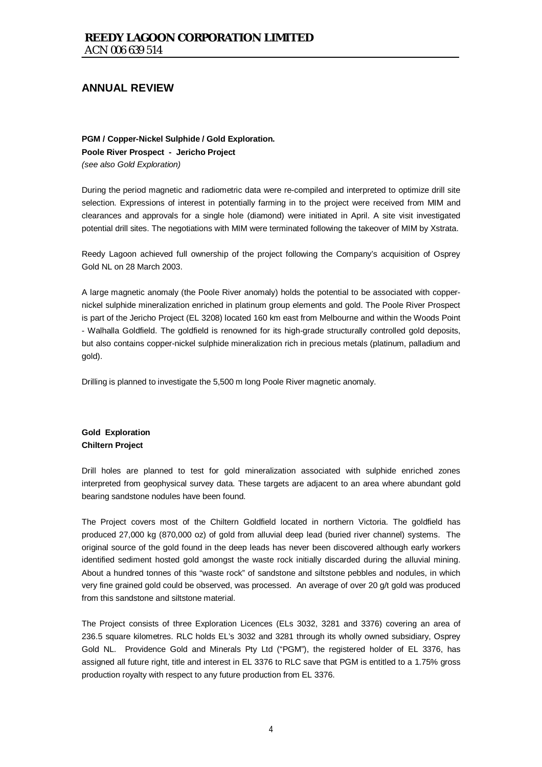## ANNUAL REVIEW

**PGM / Copper-Nickel Sulphide / Gold Exploration.**
**Poole River Prospect - Jericho Project**
*(see also Gold Exploration)*

During the period magnetic and radiometric data were re-compiled and interpreted to optimize drill site selection. Expressions of interest in potentially farming in to the project were received from MIM and clearances and approvals for a single hole (diamond) were initiated in April. A site visit investigated potential drill sites. The negotiations with MIM were terminated following the takeover of MIM by Xstrata.

Reedy Lagoon achieved full ownership of the project following the Company's acquisition of Osprey Gold NL on 28 March 2003.

A large magnetic anomaly (the Poole River anomaly) holds the potential to be associated with copper-nickel sulphide mineralization enriched in platinum group elements and gold. The Poole River Prospect is part of the Jericho Project (EL 3208) located 160 km east from Melbourne and within the Woods Point - Walhalla Goldfield. The goldfield is renowned for its high-grade structurally controlled gold deposits, but also contains copper-nickel sulphide mineralization rich in precious metals (platinum, palladium and gold).

Drilling is planned to investigate the 5,500 m long Poole River magnetic anomaly.

**Gold Exploration**
**Chiltern Project**

Drill holes are planned to test for gold mineralization associated with sulphide enriched zones interpreted from geophysical survey data. These targets are adjacent to an area where abundant gold bearing sandstone nodules have been found.

The Project covers most of the Chiltern Goldfield located in northern Victoria. The goldfield has produced 27,000 kg (870,000 oz) of gold from alluvial deep lead (buried river channel) systems. The original source of the gold found in the deep leads has never been discovered although early workers identified sediment hosted gold amongst the waste rock initially discarded during the alluvial mining. About a hundred tonnes of this "waste rock" of sandstone and siltstone pebbles and nodules, in which very fine grained gold could be observed, was processed. An average of over 20 g/t gold was produced from this sandstone and siltstone material.

The Project consists of three Exploration Licences (ELs 3032, 3281 and 3376) covering an area of 236.5 square kilometres. RLC holds EL's 3032 and 3281 through its wholly owned subsidiary, Osprey Gold NL. Providence Gold and Minerals Pty Ltd ("PGM"), the registered holder of EL 3376, has assigned all future right, title and interest in EL 3376 to RLC save that PGM is entitled to a 1.75% gross production royalty with respect to any future production from EL 3376.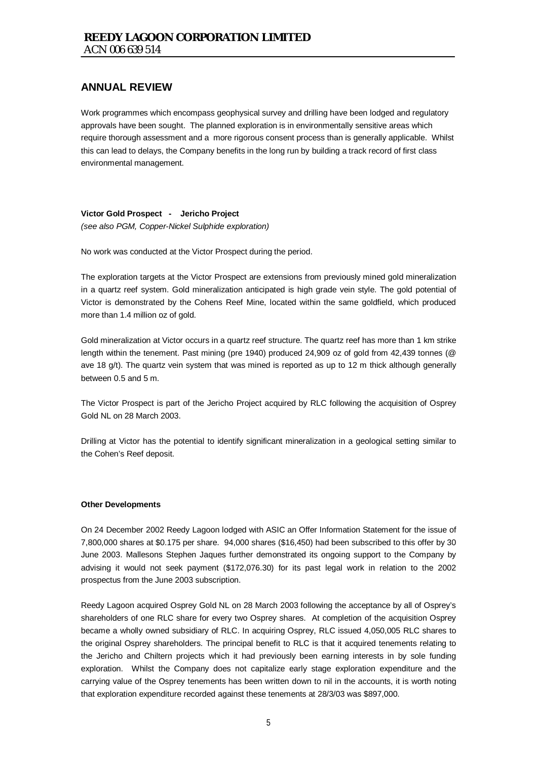## ANNUAL REVIEW

Work programmes which encompass geophysical survey and drilling have been lodged and regulatory approvals have been sought. The planned exploration is in environmentally sensitive areas which require thorough assessment and a more rigorous consent process than is generally applicable. Whilst this can lead to delays, the Company benefits in the long run by building a track record of first class environmental management.

**Victor Gold Prospect - Jericho Project**

*(see also PGM, Copper-Nickel Sulphide exploration)*

No work was conducted at the Victor Prospect during the period.

The exploration targets at the Victor Prospect are extensions from previously mined gold mineralization in a quartz reef system. Gold mineralization anticipated is high grade vein style. The gold potential of Victor is demonstrated by the Cohens Reef Mine, located within the same goldfield, which produced more than 1.4 million oz of gold.

Gold mineralization at Victor occurs in a quartz reef structure. The quartz reef has more than 1 km strike length within the tenement. Past mining (pre 1940) produced 24,909 oz of gold from 42,439 tonnes (@ ave 18 g/t). The quartz vein system that was mined is reported as up to 12 m thick although generally between 0.5 and 5 m.

The Victor Prospect is part of the Jericho Project acquired by RLC following the acquisition of Osprey Gold NL on 28 March 2003.

Drilling at Victor has the potential to identify significant mineralization in a geological setting similar to the Cohen's Reef deposit.

**Other Developments**

On 24 December 2002 Reedy Lagoon lodged with ASIC an Offer Information Statement for the issue of 7,800,000 shares at $0.175 per share. 94,000 shares ($16,450) had been subscribed to this offer by 30 June 2003. Mallesons Stephen Jaques further demonstrated its ongoing support to the Company by advising it would not seek payment ($172,076.30) for its past legal work in relation to the 2002 prospectus from the June 2003 subscription.

Reedy Lagoon acquired Osprey Gold NL on 28 March 2003 following the acceptance by all of Osprey's shareholders of one RLC share for every two Osprey shares. At completion of the acquisition Osprey became a wholly owned subsidiary of RLC. In acquiring Osprey, RLC issued 4,050,005 RLC shares to the original Osprey shareholders. The principal benefit to RLC is that it acquired tenements relating to the Jericho and Chiltern projects which it had previously been earning interests in by sole funding exploration. Whilst the Company does not capitalize early stage exploration expenditure and the carrying value of the Osprey tenements has been written down to nil in the accounts, it is worth noting that exploration expenditure recorded against these tenements at 28/3/03 was $897,000.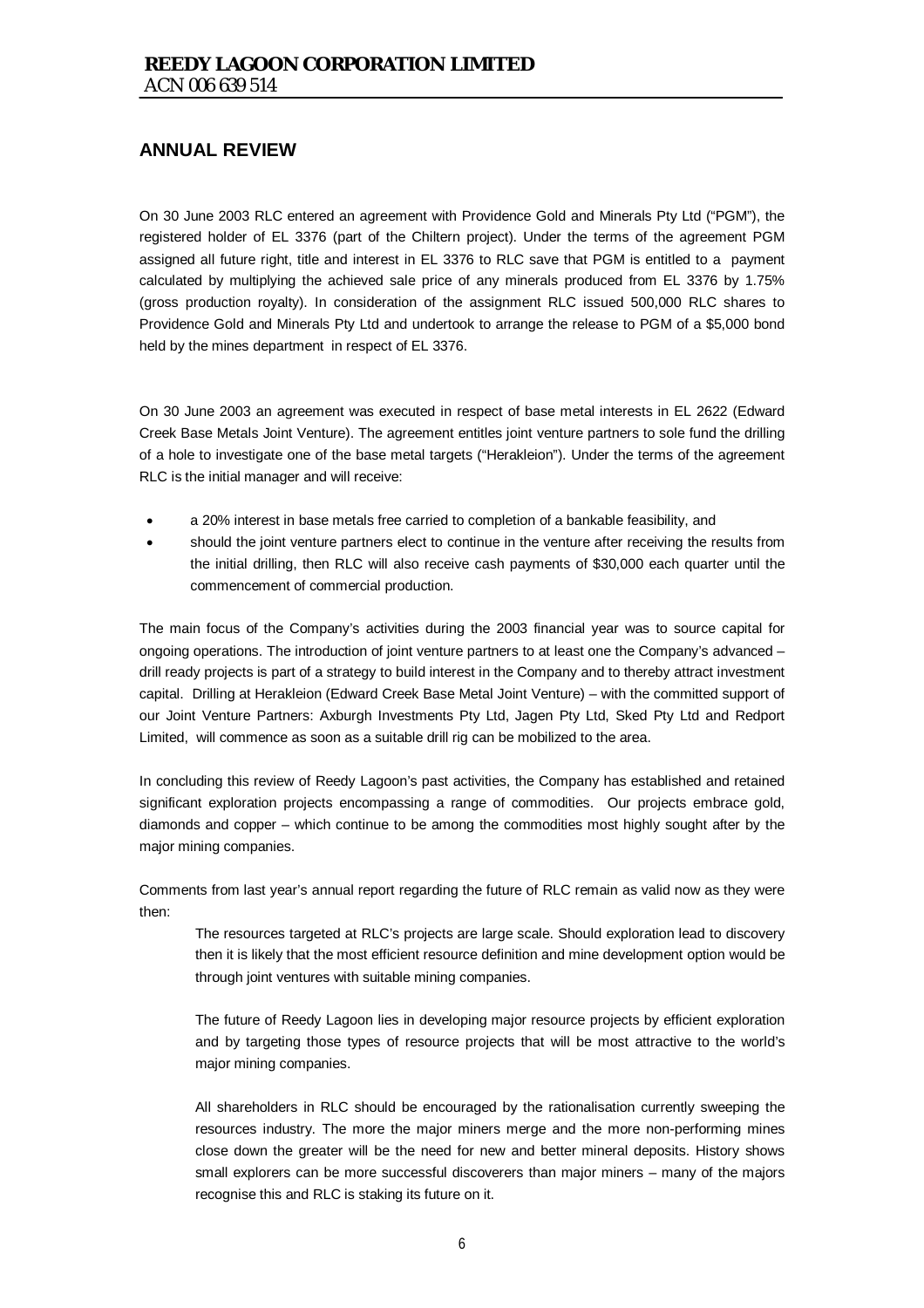## ANNUAL REVIEW

On 30 June 2003 RLC entered an agreement with Providence Gold and Minerals Pty Ltd ("PGM"), the registered holder of EL 3376 (part of the Chiltern project). Under the terms of the agreement PGM assigned all future right, title and interest in EL 3376 to RLC save that PGM is entitled to a payment calculated by multiplying the achieved sale price of any minerals produced from EL 3376 by 1.75% (gross production royalty). In consideration of the assignment RLC issued 500,000 RLC shares to Providence Gold and Minerals Pty Ltd and undertook to arrange the release to PGM of a $5,000 bond held by the mines department in respect of EL 3376.

On 30 June 2003 an agreement was executed in respect of base metal interests in EL 2622 (Edward Creek Base Metals Joint Venture). The agreement entitles joint venture partners to sole fund the drilling of a hole to investigate one of the base metal targets ("Herakleion"). Under the terms of the agreement RLC is the initial manager and will receive:

- a 20% interest in base metals free carried to completion of a bankable feasibility, and
- should the joint venture partners elect to continue in the venture after receiving the results from the initial drilling, then RLC will also receive cash payments of $30,000 each quarter until the commencement of commercial production.

The main focus of the Company's activities during the 2003 financial year was to source capital for ongoing operations. The introduction of joint venture partners to at least one the Company's advanced – drill ready projects is part of a strategy to build interest in the Company and to thereby attract investment capital. Drilling at Herakleion (Edward Creek Base Metal Joint Venture) – with the committed support of our Joint Venture Partners: Axburgh Investments Pty Ltd, Jagen Pty Ltd, Sked Pty Ltd and Redport Limited, will commence as soon as a suitable drill rig can be mobilized to the area.

In concluding this review of Reedy Lagoon's past activities, the Company has established and retained significant exploration projects encompassing a range of commodities. Our projects embrace gold, diamonds and copper – which continue to be among the commodities most highly sought after by the major mining companies.

Comments from last year's annual report regarding the future of RLC remain as valid now as they were then:

> The resources targeted at RLC's projects are large scale. Should exploration lead to discovery then it is likely that the most efficient resource definition and mine development option would be through joint ventures with suitable mining companies.
>
> The future of Reedy Lagoon lies in developing major resource projects by efficient exploration and by targeting those types of resource projects that will be most attractive to the world's major mining companies.
>
> All shareholders in RLC should be encouraged by the rationalisation currently sweeping the resources industry. The more the major miners merge and the more non-performing mines close down the greater will be the need for new and better mineral deposits. History shows small explorers can be more successful discoverers than major miners – many of the majors recognise this and RLC is staking its future on it.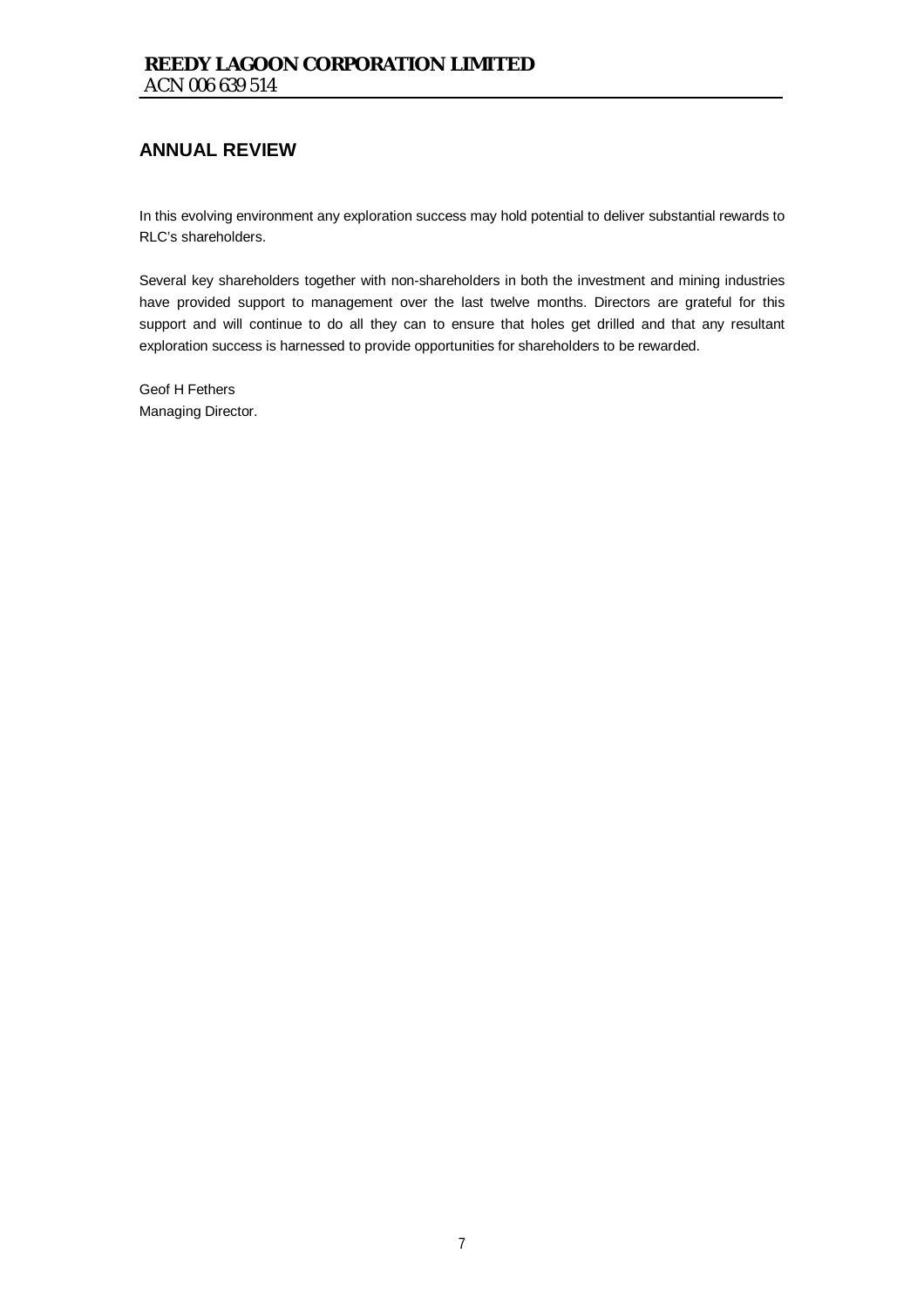## ANNUAL REVIEW

In this evolving environment any exploration success may hold potential to deliver substantial rewards to RLC's shareholders.

Several key shareholders together with non-shareholders in both the investment and mining industries have provided support to management over the last twelve months. Directors are grateful for this support and will continue to do all they can to ensure that holes get drilled and that any resultant exploration success is harnessed to provide opportunities for shareholders to be rewarded.

Geof H Fethers  
Managing Director.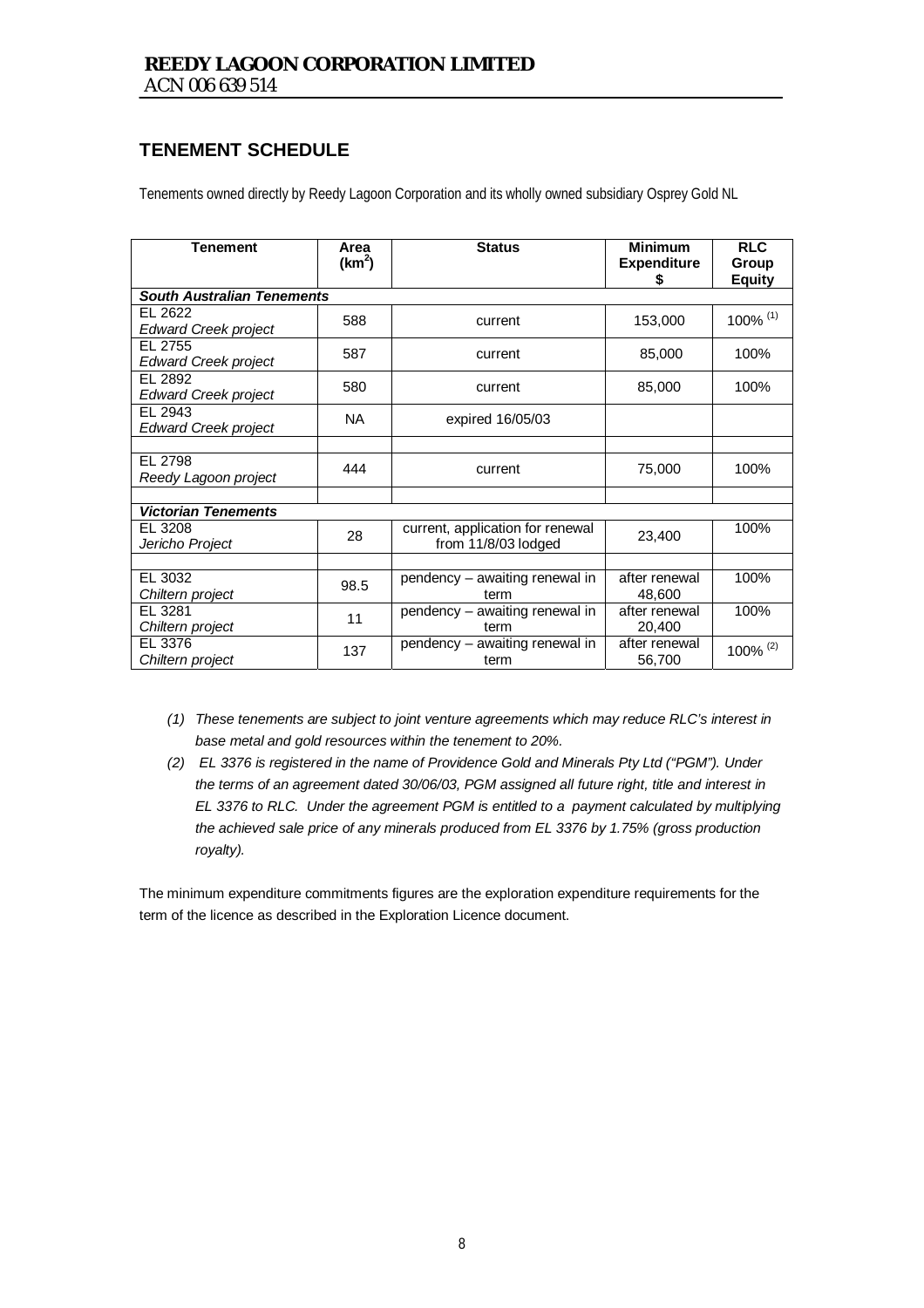**REEDY LAGOON CORPORATION LIMITED**
ACN 006 639 514

## TENEMENT SCHEDULE

Tenements owned directly by Reedy Lagoon Corporation and its wholly owned subsidiary Osprey Gold NL

| Tenement | Area ($km^2$) | Status | Minimum Expenditure $ | RLC Group Equity |
|---|---|---|---|---|
| ***South Australian Tenements*** | | | | |
| EL 2622 *Edward Creek project* | 588 | current | 153,000 | 100% (1) |
| EL 2755 *Edward Creek project* | 587 | current | 85,000 | 100% |
| EL 2892 *Edward Creek project* | 580 | current | 85,000 | 100% |
| EL 2943 *Edward Creek project* | NA | expired 16/05/03 | | |
| | | | | |
| EL 2798 *Reedy Lagoon project* | 444 | current | 75,000 | 100% |
| | | | | |
| ***Victorian Tenements*** | | | | |
| EL 3208 *Jericho Project* | 28 | current, application for renewal from 11/8/03 lodged | 23,400 | 100% |
| | | | | |
| EL 3032 *Chiltern project* | 98.5 | pendency – awaiting renewal in term | after renewal 48,600 | 100% |
| EL 3281 *Chiltern project* | 11 | pendency – awaiting renewal in term | after renewal 20,400 | 100% |
| EL 3376 *Chiltern project* | 137 | pendency – awaiting renewal in term | after renewal 56,700 | 100% (2) |

*(1) These tenements are subject to joint venture agreements which may reduce RLC's interest in base metal and gold resources within the tenement to 20%.*

*(2) EL 3376 is registered in the name of Providence Gold and Minerals Pty Ltd ("PGM"). Under the terms of an agreement dated 30/06/03, PGM assigned all future right, title and interest in EL 3376 to RLC. Under the agreement PGM is entitled to a payment calculated by multiplying the achieved sale price of any minerals produced from EL 3376 by 1.75% (gross production royalty).*

The minimum expenditure commitments figures are the exploration expenditure requirements for the term of the licence as described in the Exploration Licence document.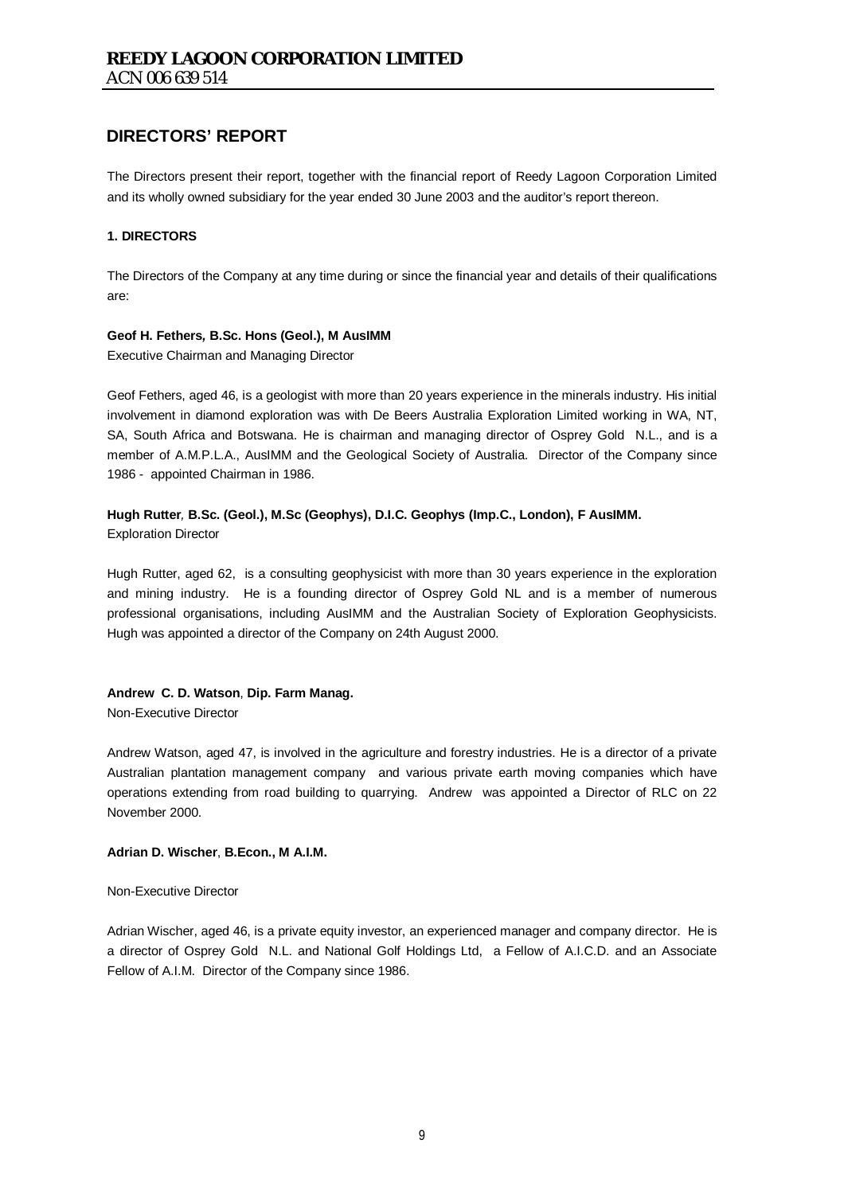**REEDY LAGOON CORPORATION LIMITED**
ACN 006 639 514

## DIRECTORS' REPORT

The Directors present their report, together with the financial report of Reedy Lagoon Corporation Limited and its wholly owned subsidiary for the year ended 30 June 2003 and the auditor's report thereon.

### 1. DIRECTORS

The Directors of the Company at any time during or since the financial year and details of their qualifications are:

**Geof H. Fethers, B.Sc. Hons (Geol.), M AusIMM**
Executive Chairman and Managing Director

Geof Fethers, aged 46, is a geologist with more than 20 years experience in the minerals industry. His initial involvement in diamond exploration was with De Beers Australia Exploration Limited working in WA, NT, SA, South Africa and Botswana. He is chairman and managing director of Osprey Gold N.L., and is a member of A.M.P.L.A., AusIMM and the Geological Society of Australia. Director of the Company since 1986 - appointed Chairman in 1986.

**Hugh Rutter, B.Sc. (Geol.), M.Sc (Geophys), D.I.C. Geophys (Imp.C., London), F AusIMM.**
Exploration Director

Hugh Rutter, aged 62, is a consulting geophysicist with more than 30 years experience in the exploration and mining industry. He is a founding director of Osprey Gold NL and is a member of numerous professional organisations, including AusIMM and the Australian Society of Exploration Geophysicists. Hugh was appointed a director of the Company on 24th August 2000.

**Andrew C. D. Watson, Dip. Farm Manag.**
Non-Executive Director

Andrew Watson, aged 47, is involved in the agriculture and forestry industries. He is a director of a private Australian plantation management company and various private earth moving companies which have operations extending from road building to quarrying. Andrew was appointed a Director of RLC on 22 November 2000.

**Adrian D. Wischer, B.Econ., M A.I.M.**

Non-Executive Director

Adrian Wischer, aged 46, is a private equity investor, an experienced manager and company director. He is a director of Osprey Gold N.L. and National Golf Holdings Ltd, a Fellow of A.I.C.D. and an Associate Fellow of A.I.M. Director of the Company since 1986.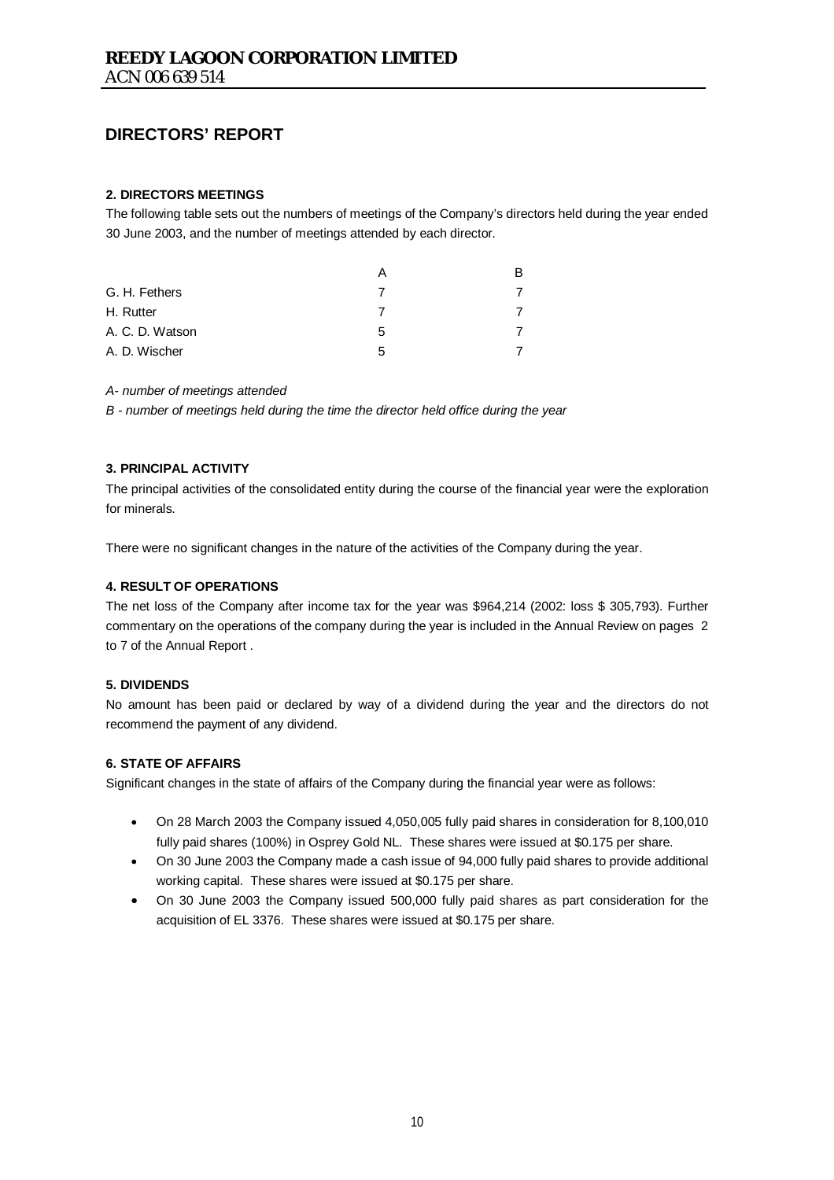# DIRECTORS' REPORT

### 2. DIRECTORS MEETINGS

The following table sets out the numbers of meetings of the Company's directors held during the year ended 30 June 2003, and the number of meetings attended by each director.

| | A | B |
|---|---|---|
| G. H. Fethers | 7 | 7 |
| H. Rutter | 7 | 7 |
| A. C. D. Watson | 5 | 7 |
| A. D. Wischer | 5 | 7 |

*A- number of meetings attended*

*B - number of meetings held during the time the director held office during the year*

### 3. PRINCIPAL ACTIVITY

The principal activities of the consolidated entity during the course of the financial year were the exploration for minerals.

There were no significant changes in the nature of the activities of the Company during the year.

### 4. RESULT OF OPERATIONS

The net loss of the Company after income tax for the year was $964,214 (2002: loss $ 305,793). Further commentary on the operations of the company during the year is included in the Annual Review on pages 2 to 7 of the Annual Report .

### 5. DIVIDENDS

No amount has been paid or declared by way of a dividend during the year and the directors do not recommend the payment of any dividend.

### 6. STATE OF AFFAIRS

Significant changes in the state of affairs of the Company during the financial year were as follows:

- On 28 March 2003 the Company issued 4,050,005 fully paid shares in consideration for 8,100,010 fully paid shares (100%) in Osprey Gold NL. These shares were issued at $0.175 per share.
- On 30 June 2003 the Company made a cash issue of 94,000 fully paid shares to provide additional working capital. These shares were issued at $0.175 per share.
- On 30 June 2003 the Company issued 500,000 fully paid shares as part consideration for the acquisition of EL 3376. These shares were issued at $0.175 per share.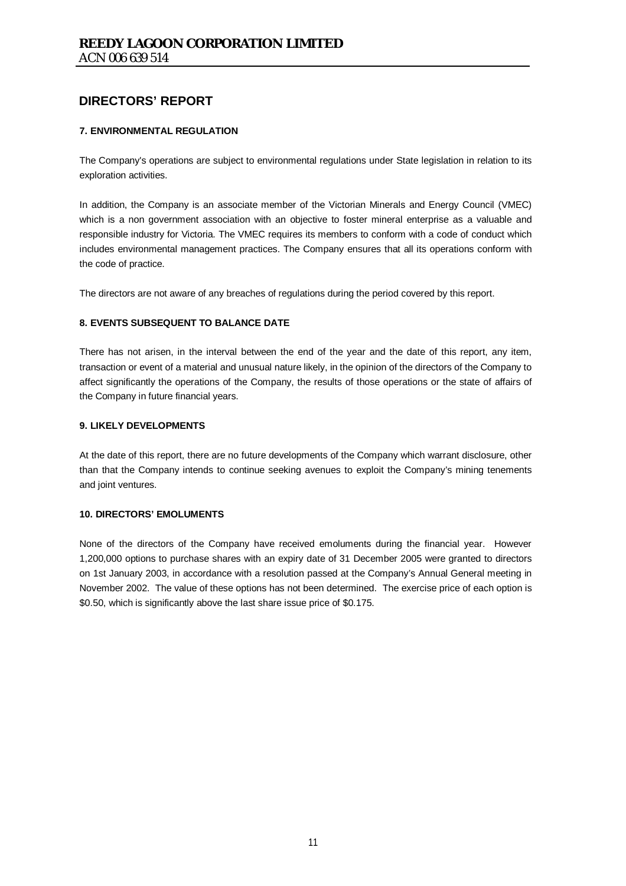## DIRECTORS' REPORT

### 7. ENVIRONMENTAL REGULATION

The Company's operations are subject to environmental regulations under State legislation in relation to its exploration activities.

In addition, the Company is an associate member of the Victorian Minerals and Energy Council (VMEC) which is a non government association with an objective to foster mineral enterprise as a valuable and responsible industry for Victoria. The VMEC requires its members to conform with a code of conduct which includes environmental management practices. The Company ensures that all its operations conform with the code of practice.

The directors are not aware of any breaches of regulations during the period covered by this report.

### 8. EVENTS SUBSEQUENT TO BALANCE DATE

There has not arisen, in the interval between the end of the year and the date of this report, any item, transaction or event of a material and unusual nature likely, in the opinion of the directors of the Company to affect significantly the operations of the Company, the results of those operations or the state of affairs of the Company in future financial years.

### 9. LIKELY DEVELOPMENTS

At the date of this report, there are no future developments of the Company which warrant disclosure, other than that the Company intends to continue seeking avenues to exploit the Company's mining tenements and joint ventures.

### 10. DIRECTORS' EMOLUMENTS

None of the directors of the Company have received emoluments during the financial year. However 1,200,000 options to purchase shares with an expiry date of 31 December 2005 were granted to directors on 1st January 2003, in accordance with a resolution passed at the Company's Annual General meeting in November 2002. The value of these options has not been determined. The exercise price of each option is $0.50, which is significantly above the last share issue price of $0.175.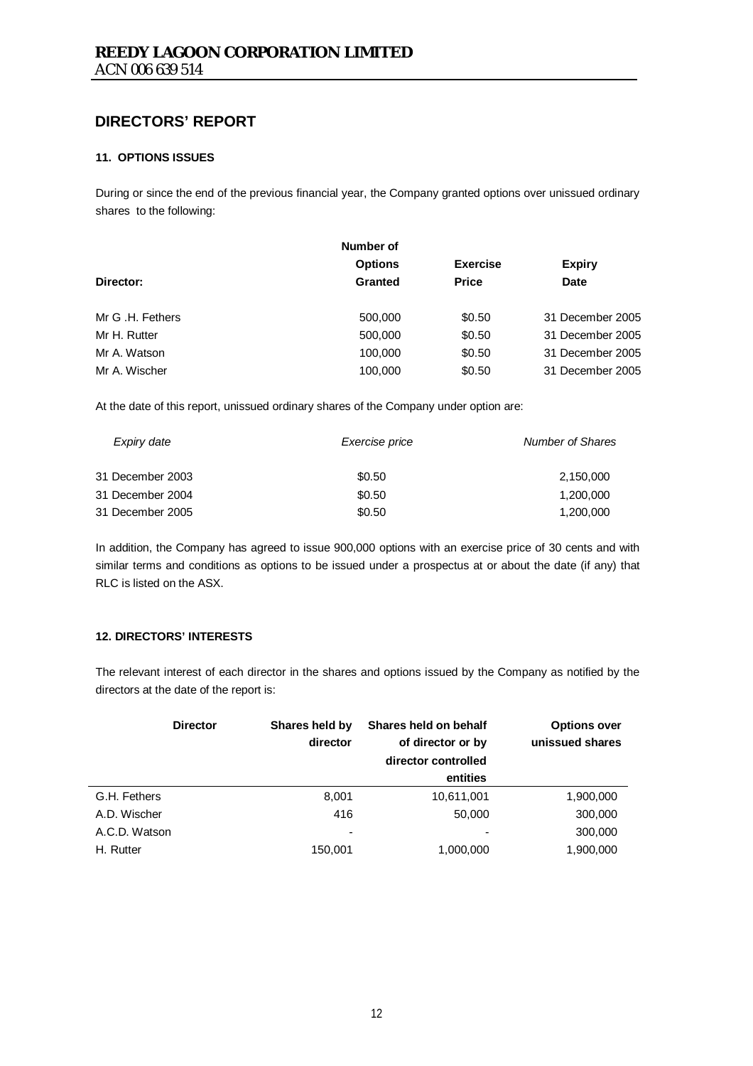# REEDY LAGOON CORPORATION LIMITED

ACN 006 639 514

## DIRECTORS' REPORT

### 11. OPTIONS ISSUES

During or since the end of the previous financial year, the Company granted options over unissued ordinary shares to the following:

| Director: | Number of Options Granted | Exercise Price | Expiry Date |
|---|---|---|---|
| Mr G .H. Fethers | 500,000 | $0.50 | 31 December 2005 |
| Mr H. Rutter | 500,000 | $0.50 | 31 December 2005 |
| Mr A. Watson | 100,000 | $0.50 | 31 December 2005 |
| Mr A. Wischer | 100,000 | $0.50 | 31 December 2005 |

At the date of this report, unissued ordinary shares of the Company under option are:

| *Expiry date* | *Exercise price* | *Number of Shares* |
|---|---|---|
| 31 December 2003 | $0.50 | 2,150,000 |
| 31 December 2004 | $0.50 | 1,200,000 |
| 31 December 2005 | $0.50 | 1,200,000 |

In addition, the Company has agreed to issue 900,000 options with an exercise price of 30 cents and with similar terms and conditions as options to be issued under a prospectus at or about the date (if any) that RLC is listed on the ASX.

### 12. DIRECTORS' INTERESTS

The relevant interest of each director in the shares and options issued by the Company as notified by the directors at the date of the report is:

| Director | Shares held by director | Shares held on behalf of director or by director controlled entities | Options over unissued shares |
|---|---|---|---|
| G.H. Fethers | 8,001 | 10,611,001 | 1,900,000 |
| A.D. Wischer | 416 | 50,000 | 300,000 |
| A.C.D. Watson | - | - | 300,000 |
| H. Rutter | 150,001 | 1,000,000 | 1,900,000 |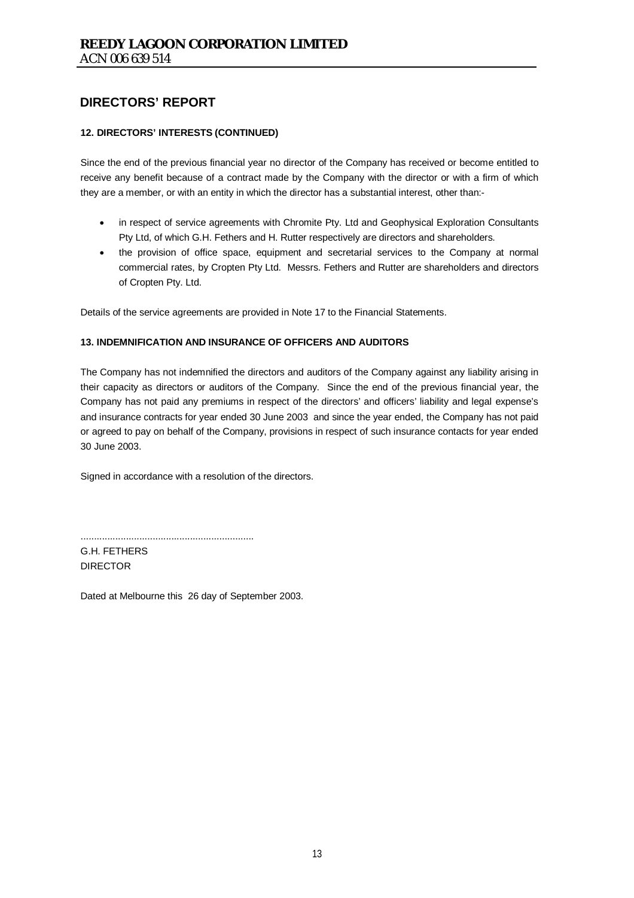## DIRECTORS' REPORT

### 12. DIRECTORS' INTERESTS (CONTINUED)

Since the end of the previous financial year no director of the Company has received or become entitled to receive any benefit because of a contract made by the Company with the director or with a firm of which they are a member, or with an entity in which the director has a substantial interest, other than:-

- in respect of service agreements with Chromite Pty. Ltd and Geophysical Exploration Consultants Pty Ltd, of which G.H. Fethers and H. Rutter respectively are directors and shareholders.
- the provision of office space, equipment and secretarial services to the Company at normal commercial rates, by Cropten Pty Ltd. Messrs. Fethers and Rutter are shareholders and directors of Cropten Pty. Ltd.

Details of the service agreements are provided in Note 17 to the Financial Statements.

### 13. INDEMNIFICATION AND INSURANCE OF OFFICERS AND AUDITORS

The Company has not indemnified the directors and auditors of the Company against any liability arising in their capacity as directors or auditors of the Company. Since the end of the previous financial year, the Company has not paid any premiums in respect of the directors' and officers' liability and legal expense's and insurance contracts for year ended 30 June 2003 and since the year ended, the Company has not paid or agreed to pay on behalf of the Company, provisions in respect of such insurance contacts for year ended 30 June 2003.

Signed in accordance with a resolution of the directors.

.................................................................

G.H. FETHERS
DIRECTOR

Dated at Melbourne this 26 day of September 2003.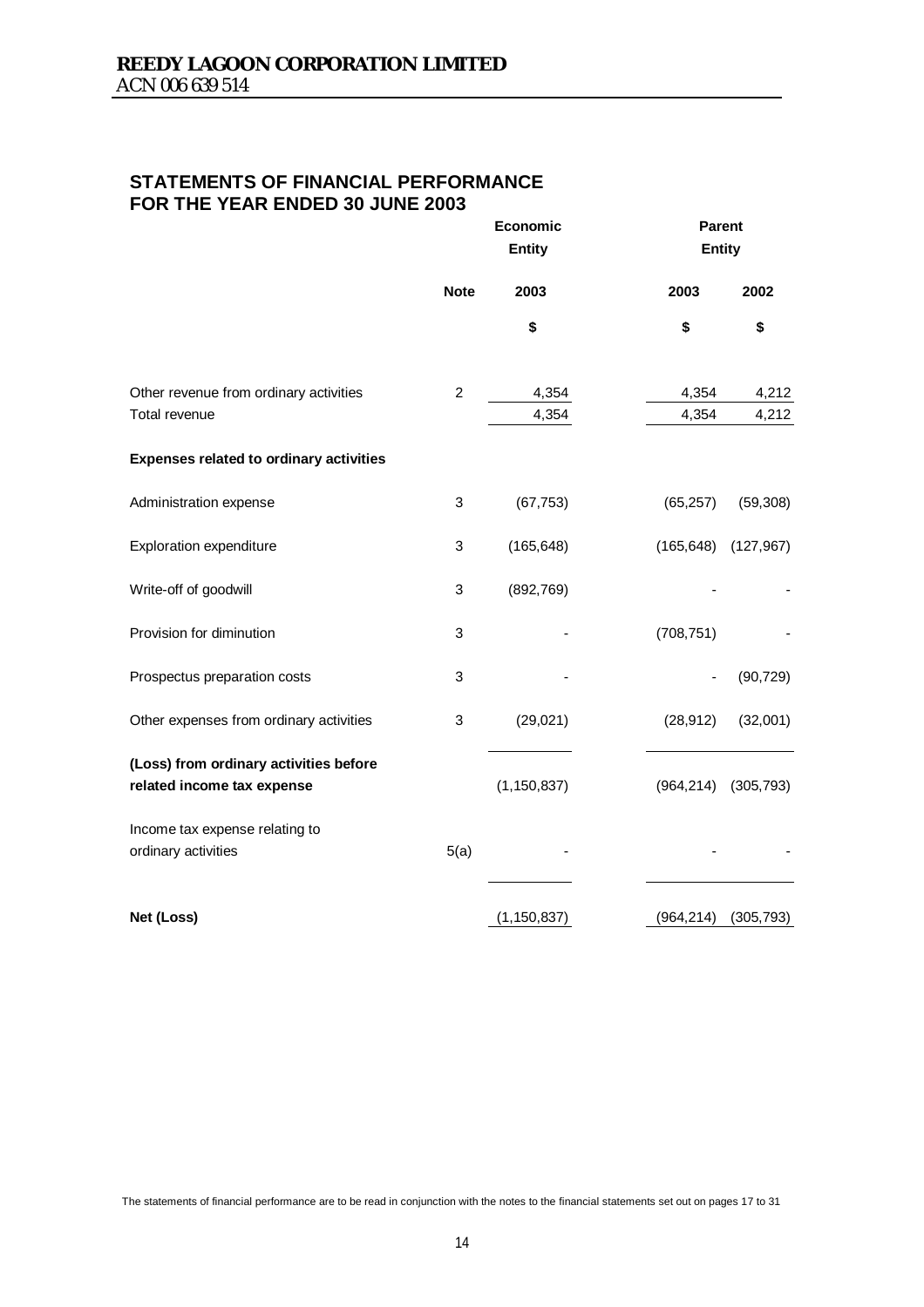# REEDY LAGOON CORPORATION LIMITED

ACN 006 639 514

## STATEMENTS OF FINANCIAL PERFORMANCE FOR THE YEAR ENDED 30 JUNE 2003

| | | Economic Entity | Parent Entity | |
|---|---|---|---|---|
| | Note | 2003 | 2003 | 2002 |
| | | $ | $ | $ |
| Other revenue from ordinary activities | 2 | 4,354 | 4,354 | 4,212 |
| Total revenue | | 4,354 | 4,354 | 4,212 |
| **Expenses related to ordinary activities** | | | | |
| Administration expense | 3 | (67,753) | (65,257) | (59,308) |
| Exploration expenditure | 3 | (165,648) | (165,648) | (127,967) |
| Write-off of goodwill | 3 | (892,769) | - | - |
| Provision for diminution | 3 | - | (708,751) | - |
| Prospectus preparation costs | 3 | - | - | (90,729) |
| Other expenses from ordinary activities | 3 | (29,021) | (28,912) | (32,001) |
| **(Loss) from ordinary activities before related income tax expense** | | (1,150,837) | (964,214) | (305,793) |
| Income tax expense relating to ordinary activities | 5(a) | - | - | - |
| **Net (Loss)** | | (1,150,837) | (964,214) | (305,793) |

The statements of financial performance are to be read in conjunction with the notes to the financial statements set out on pages 17 to 31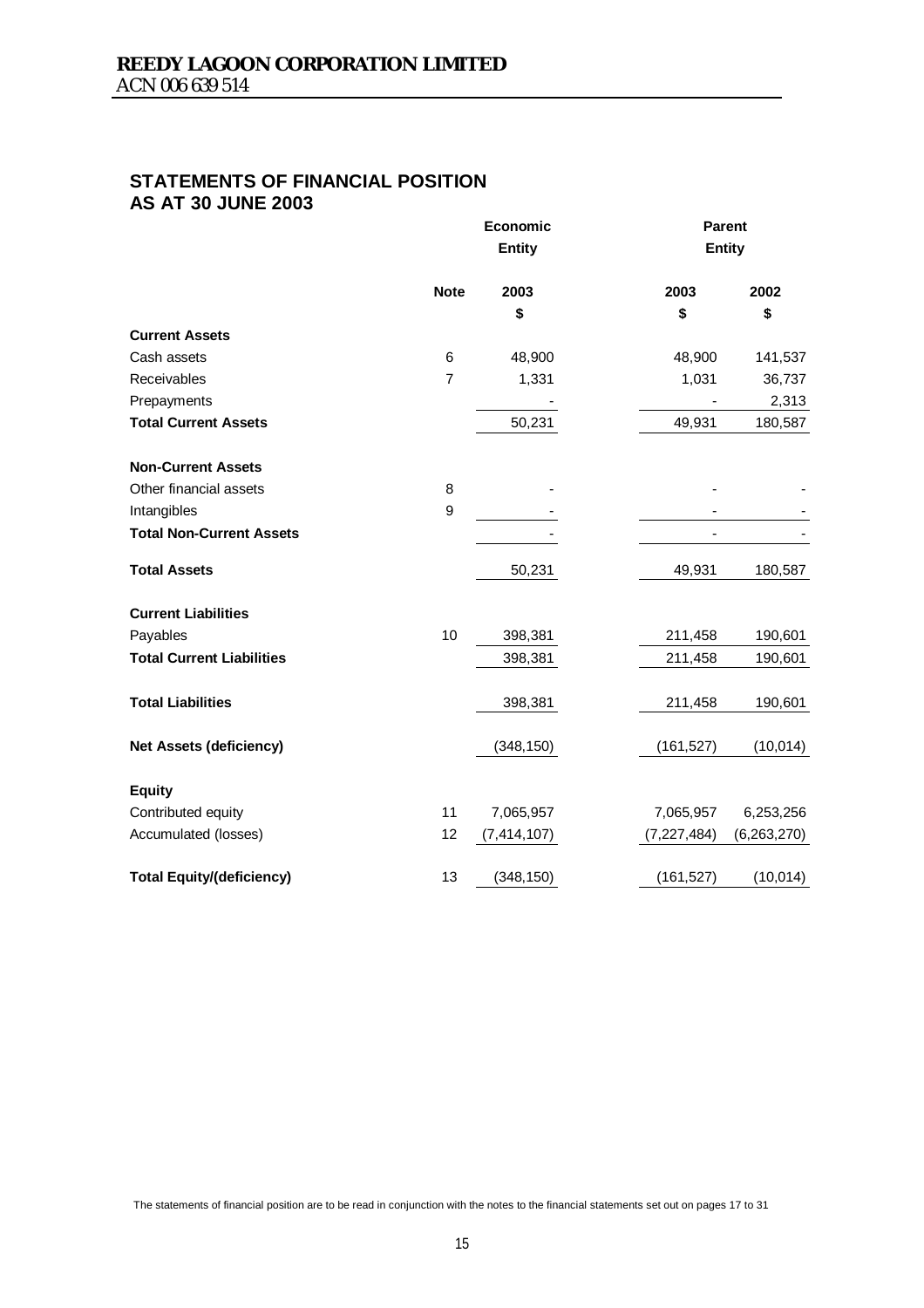## STATEMENTS OF FINANCIAL POSITION
## AS AT 30 JUNE 2003

| | Note | Economic Entity | Parent Entity | |
|---|---|---|---|---|
| | | 2003 | 2003 | 2002 |
| | | $ | $ | $ |
| **Current Assets** | | | | |
| Cash assets | 6 | 48,900 | 48,900 | 141,537 |
| Receivables | 7 | 1,331 | 1,031 | 36,737 |
| Prepayments | | - | - | 2,313 |
| **Total Current Assets** | | 50,231 | 49,931 | 180,587 |
| **Non-Current Assets** | | | | |
| Other financial assets | 8 | - | - | - |
| Intangibles | 9 | - | - | - |
| **Total Non-Current Assets** | | - | - | - |
| **Total Assets** | | 50,231 | 49,931 | 180,587 |
| **Current Liabilities** | | | | |
| Payables | 10 | 398,381 | 211,458 | 190,601 |
| **Total Current Liabilities** | | 398,381 | 211,458 | 190,601 |
| **Total Liabilities** | | 398,381 | 211,458 | 190,601 |
| **Net Assets (deficiency)** | | (348,150) | (161,527) | (10,014) |
| **Equity** | | | | |
| Contributed equity | 11 | 7,065,957 | 7,065,957 | 6,253,256 |
| Accumulated (losses) | 12 | (7,414,107) | (7,227,484) | (6,263,270) |
| **Total Equity/(deficiency)** | 13 | (348,150) | (161,527) | (10,014) |

The statements of financial position are to be read in conjunction with the notes to the financial statements set out on pages 17 to 31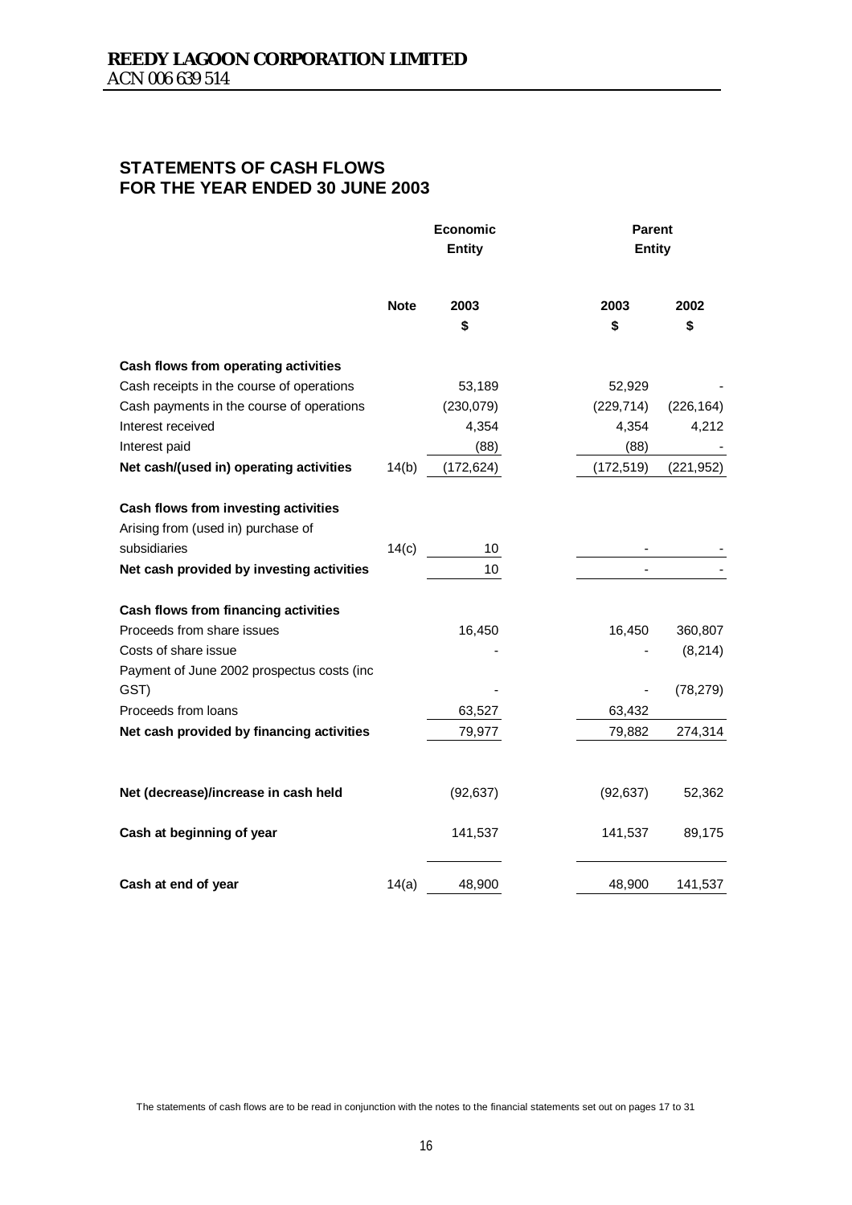**REEDY LAGOON CORPORATION LIMITED**
ACN 006 639 514

# STATEMENTS OF CASH FLOWS
# FOR THE YEAR ENDED 30 JUNE 2003

| | Note | Economic Entity | Parent Entity | |
|---|---|---|---|---|
| | | 2003 | 2003 | 2002 |
| | | $ | $ | $ |
| **Cash flows from operating activities** | | | | |
| Cash receipts in the course of operations | | 53,189 | 52,929 | - |
| Cash payments in the course of operations | | (230,079) | (229,714) | (226,164) |
| Interest received | | 4,354 | 4,354 | 4,212 |
| Interest paid | | (88) | (88) | - |
| **Net cash/(used in) operating activities** | 14(b) | (172,624) | (172,519) | (221,952) |
| **Cash flows from investing activities** | | | | |
| Arising from (used in) purchase of subsidiaries | 14(c) | 10 | - | - |
| **Net cash provided by investing activities** | | 10 | - | - |
| **Cash flows from financing activities** | | | | |
| Proceeds from share issues | | 16,450 | 16,450 | 360,807 |
| Costs of share issue | | - | - | (8,214) |
| Payment of June 2002 prospectus costs (inc GST) | | - | - | (78,279) |
| Proceeds from loans | | 63,527 | 63,432 | |
| **Net cash provided by financing activities** | | 79,977 | 79,882 | 274,314 |
| **Net (decrease)/increase in cash held** | | (92,637) | (92,637) | 52,362 |
| **Cash at beginning of year** | | 141,537 | 141,537 | 89,175 |
| **Cash at end of year** | 14(a) | 48,900 | 48,900 | 141,537 |

The statements of cash flows are to be read in conjunction with the notes to the financial statements set out on pages 17 to 31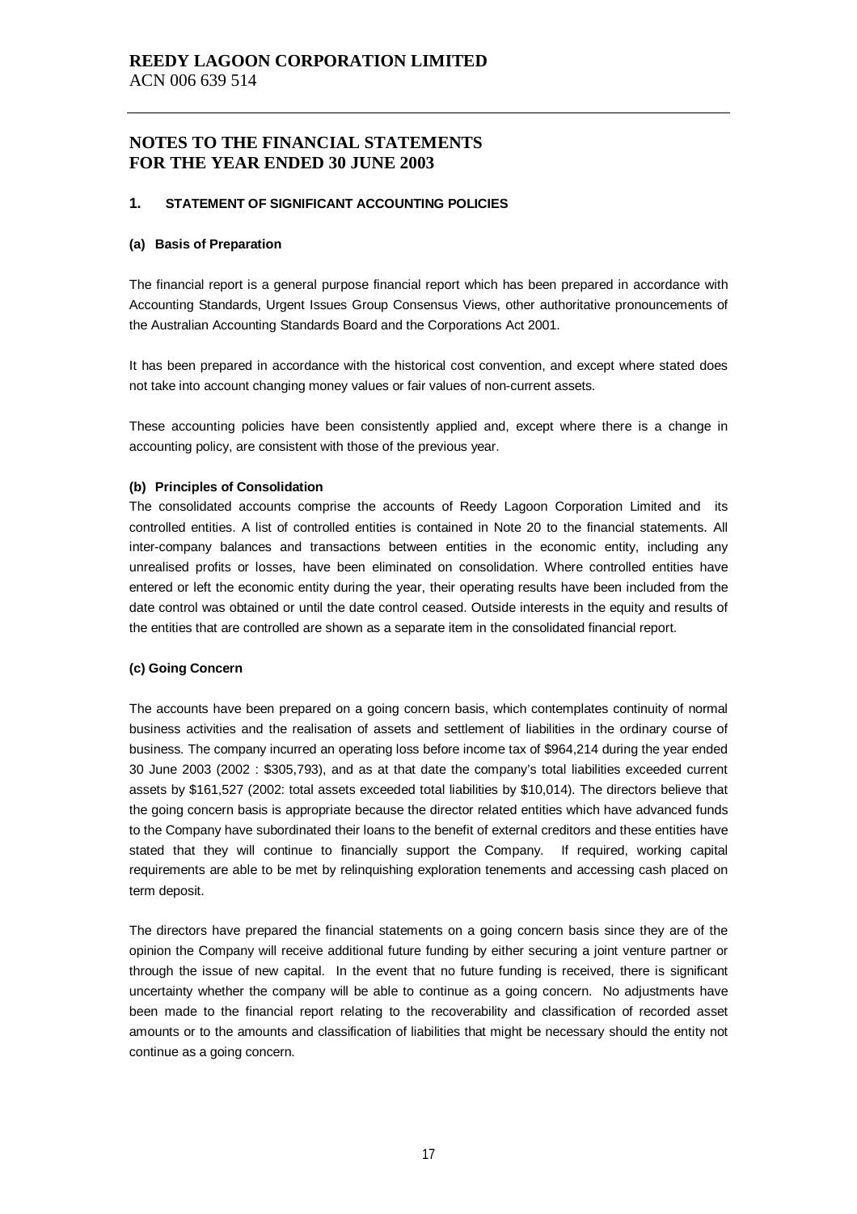# REEDY LAGOON CORPORATION LIMITED

ACN 006 639 514

## NOTES TO THE FINANCIAL STATEMENTS FOR THE YEAR ENDED 30 JUNE 2003

### 1. STATEMENT OF SIGNIFICANT ACCOUNTING POLICIES

#### (a) Basis of Preparation

The financial report is a general purpose financial report which has been prepared in accordance with Accounting Standards, Urgent Issues Group Consensus Views, other authoritative pronouncements of the Australian Accounting Standards Board and the Corporations Act 2001.

It has been prepared in accordance with the historical cost convention, and except where stated does not take into account changing money values or fair values of non-current assets.

These accounting policies have been consistently applied and, except where there is a change in accounting policy, are consistent with those of the previous year.

#### (b) Principles of Consolidation

The consolidated accounts comprise the accounts of Reedy Lagoon Corporation Limited and its controlled entities. A list of controlled entities is contained in Note 20 to the financial statements. All inter-company balances and transactions between entities in the economic entity, including any unrealised profits or losses, have been eliminated on consolidation. Where controlled entities have entered or left the economic entity during the year, their operating results have been included from the date control was obtained or until the date control ceased. Outside interests in the equity and results of the entities that are controlled are shown as a separate item in the consolidated financial report.

#### (c) Going Concern

The accounts have been prepared on a going concern basis, which contemplates continuity of normal business activities and the realisation of assets and settlement of liabilities in the ordinary course of business. The company incurred an operating loss before income tax of $964,214 during the year ended 30 June 2003 (2002 : $305,793), and as at that date the company's total liabilities exceeded current assets by $161,527 (2002: total assets exceeded total liabilities by $10,014). The directors believe that the going concern basis is appropriate because the director related entities which have advanced funds to the Company have subordinated their loans to the benefit of external creditors and these entities have stated that they will continue to financially support the Company. If required, working capital requirements are able to be met by relinquishing exploration tenements and accessing cash placed on term deposit.

The directors have prepared the financial statements on a going concern basis since they are of the opinion the Company will receive additional future funding by either securing a joint venture partner or through the issue of new capital. In the event that no future funding is received, there is significant uncertainty whether the company will be able to continue as a going concern. No adjustments have been made to the financial report relating to the recoverability and classification of recorded asset amounts or to the amounts and classification of liabilities that might be necessary should the entity not continue as a going concern.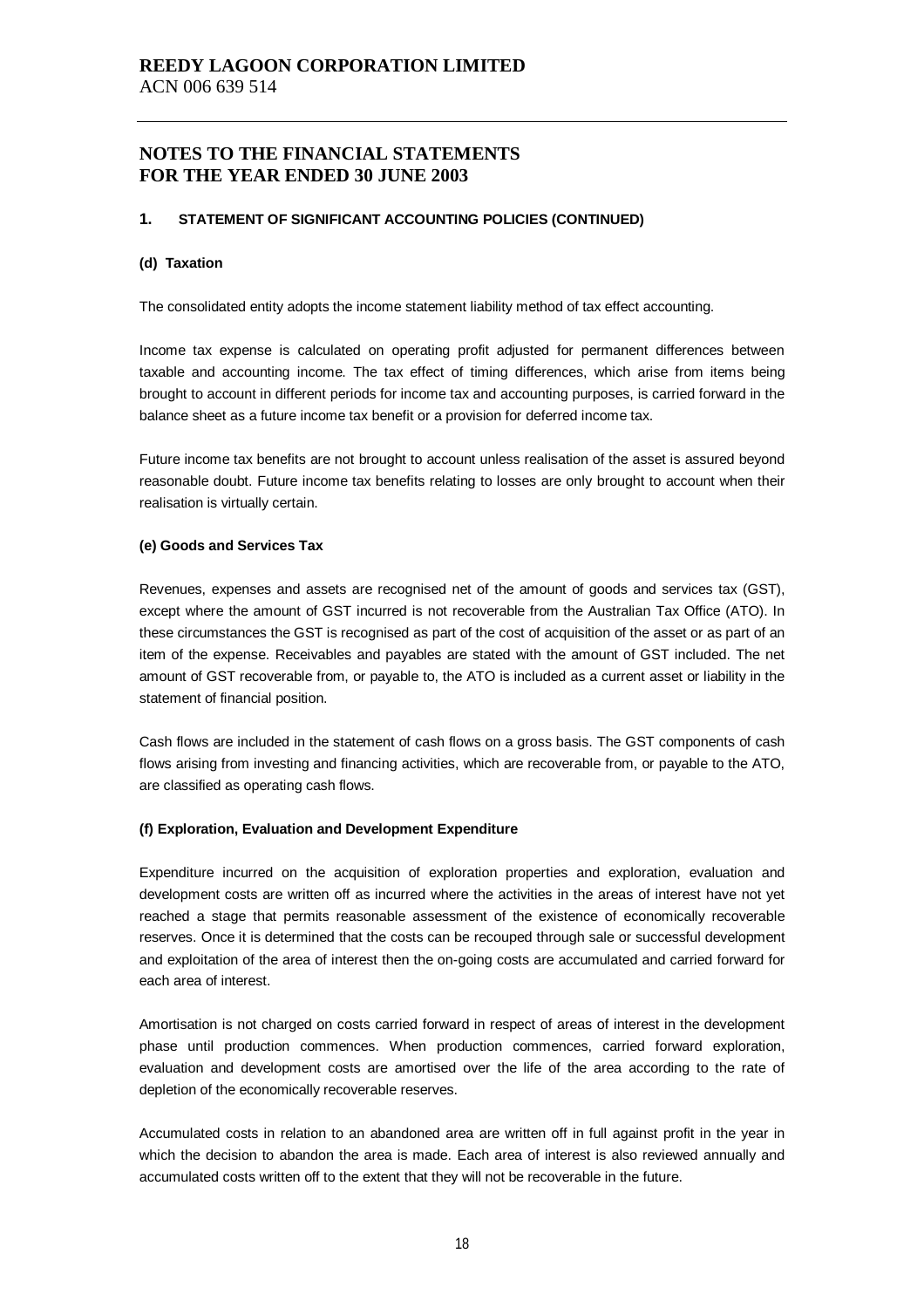# REEDY LAGOON CORPORATION LIMITED

ACN 006 639 514

## NOTES TO THE FINANCIAL STATEMENTS FOR THE YEAR ENDED 30 JUNE 2003

### 1. STATEMENT OF SIGNIFICANT ACCOUNTING POLICIES (CONTINUED)

#### (d) Taxation

The consolidated entity adopts the income statement liability method of tax effect accounting.

Income tax expense is calculated on operating profit adjusted for permanent differences between taxable and accounting income. The tax effect of timing differences, which arise from items being brought to account in different periods for income tax and accounting purposes, is carried forward in the balance sheet as a future income tax benefit or a provision for deferred income tax.

Future income tax benefits are not brought to account unless realisation of the asset is assured beyond reasonable doubt. Future income tax benefits relating to losses are only brought to account when their realisation is virtually certain.

#### (e) Goods and Services Tax

Revenues, expenses and assets are recognised net of the amount of goods and services tax (GST), except where the amount of GST incurred is not recoverable from the Australian Tax Office (ATO). In these circumstances the GST is recognised as part of the cost of acquisition of the asset or as part of an item of the expense. Receivables and payables are stated with the amount of GST included. The net amount of GST recoverable from, or payable to, the ATO is included as a current asset or liability in the statement of financial position.

Cash flows are included in the statement of cash flows on a gross basis. The GST components of cash flows arising from investing and financing activities, which are recoverable from, or payable to the ATO, are classified as operating cash flows.

#### (f) Exploration, Evaluation and Development Expenditure

Expenditure incurred on the acquisition of exploration properties and exploration, evaluation and development costs are written off as incurred where the activities in the areas of interest have not yet reached a stage that permits reasonable assessment of the existence of economically recoverable reserves. Once it is determined that the costs can be recouped through sale or successful development and exploitation of the area of interest then the on-going costs are accumulated and carried forward for each area of interest.

Amortisation is not charged on costs carried forward in respect of areas of interest in the development phase until production commences. When production commences, carried forward exploration, evaluation and development costs are amortised over the life of the area according to the rate of depletion of the economically recoverable reserves.

Accumulated costs in relation to an abandoned area are written off in full against profit in the year in which the decision to abandon the area is made. Each area of interest is also reviewed annually and accumulated costs written off to the extent that they will not be recoverable in the future.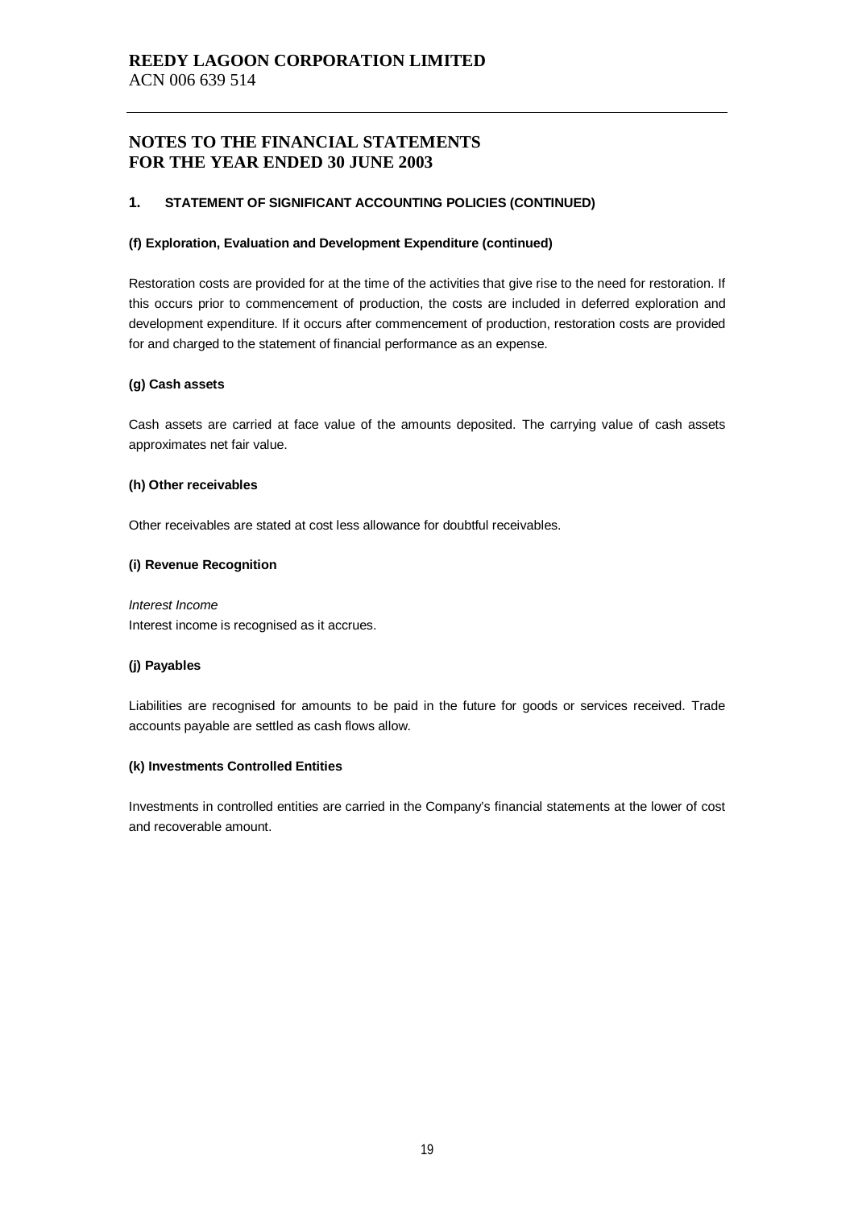## NOTES TO THE FINANCIAL STATEMENTS
## FOR THE YEAR ENDED 30 JUNE 2003

### 1. STATEMENT OF SIGNIFICANT ACCOUNTING POLICIES (CONTINUED)

**(f) Exploration, Evaluation and Development Expenditure (continued)**

Restoration costs are provided for at the time of the activities that give rise to the need for restoration. If this occurs prior to commencement of production, the costs are included in deferred exploration and development expenditure. If it occurs after commencement of production, restoration costs are provided for and charged to the statement of financial performance as an expense.

**(g) Cash assets**

Cash assets are carried at face value of the amounts deposited. The carrying value of cash assets approximates net fair value.

**(h) Other receivables**

Other receivables are stated at cost less allowance for doubtful receivables.

**(i) Revenue Recognition**

*Interest Income*
Interest income is recognised as it accrues.

**(j) Payables**

Liabilities are recognised for amounts to be paid in the future for goods or services received. Trade accounts payable are settled as cash flows allow.

**(k) Investments Controlled Entities**

Investments in controlled entities are carried in the Company's financial statements at the lower of cost and recoverable amount.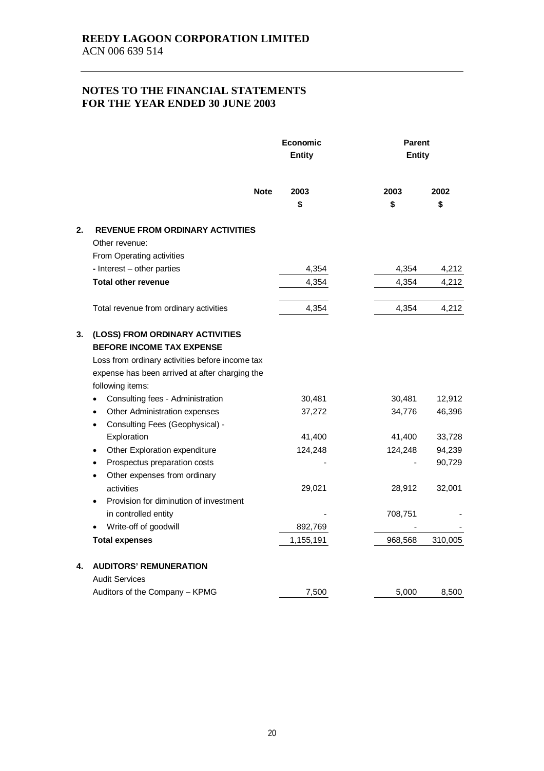**REEDY LAGOON CORPORATION LIMITED**
ACN 006 639 514

## NOTES TO THE FINANCIAL STATEMENTS FOR THE YEAR ENDED 30 JUNE 2003

| | | Note | Economic Entity | Parent Entity | |
|---|---|---|---|---|---|
| | | | 2003 | 2003 | 2002 |
| | | | $ | $ | $ |
| **2.** | **REVENUE FROM ORDINARY ACTIVITIES** | | | | |
| | Other revenue: | | | | |
| | From Operating activities | | | | |
| | - Interest – other parties | | 4,354 | 4,354 | 4,212 |
| | **Total other revenue** | | 4,354 | 4,354 | 4,212 |
| | Total revenue from ordinary activities | | 4,354 | 4,354 | 4,212 |
| **3.** | **(LOSS) FROM ORDINARY ACTIVITIES BEFORE INCOME TAX EXPENSE** | | | | |
| | Loss from ordinary activities before income tax expense has been arrived at after charging the following items: | | | | |
| | • Consulting fees - Administration | | 30,481 | 30,481 | 12,912 |
| | • Other Administration expenses | | 37,272 | 34,776 | 46,396 |
| | • Consulting Fees (Geophysical) - Exploration | | 41,400 | 41,400 | 33,728 |
| | • Other Exploration expenditure | | 124,248 | 124,248 | 94,239 |
| | • Prospectus preparation costs | | - | - | 90,729 |
| | • Other expenses from ordinary activities | | 29,021 | 28,912 | 32,001 |
| | • Provision for diminution of investment in controlled entity | | - | 708,751 | - |
| | • Write-off of goodwill | | 892,769 | - | - |
| | **Total expenses** | | 1,155,191 | 968,568 | 310,005 |
| **4.** | **AUDITORS' REMUNERATION** | | | | |
| | Audit Services | | | | |
| | Auditors of the Company – KPMG | | 7,500 | 5,000 | 8,500 |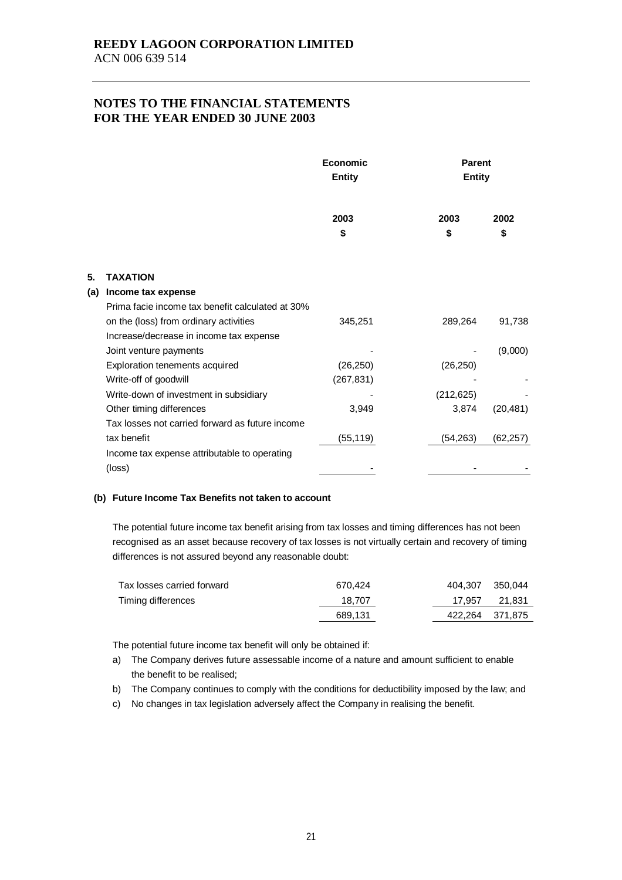**REEDY LAGOON CORPORATION LIMITED**
ACN 006 639 514

# NOTES TO THE FINANCIAL STATEMENTS FOR THE YEAR ENDED 30 JUNE 2003

| | Economic Entity | Parent Entity | |
|---|---|---|---|
| | 2003 | 2003 | 2002 |
| | $ | $ | $ |
| **5. TAXATION** | | | |
| **(a) Income tax expense** | | | |
| Prima facie income tax benefit calculated at 30% on the (loss) from ordinary activities | 345,251 | 289,264 | 91,738 |
| Increase/decrease in income tax expense | | | |
| Joint venture payments | - | - | (9,000) |
| Exploration tenements acquired | (26,250) | (26,250) | |
| Write-off of goodwill | (267,831) | - | - |
| Write-down of investment in subsidiary | - | (212,625) | - |
| Other timing differences | 3,949 | 3,874 | (20,481) |
| Tax losses not carried forward as future income tax benefit | (55,119) | (54,263) | (62,257) |
| Income tax expense attributable to operating (loss) | - | - | - |

**(b) Future Income Tax Benefits not taken to account**

The potential future income tax benefit arising from tax losses and timing differences has not been recognised as an asset because recovery of tax losses is not virtually certain and recovery of timing differences is not assured beyond any reasonable doubt:

| | Economic Entity 2003 | Parent Entity 2003 | Parent Entity 2002 |
|---|---|---|---|
| Tax losses carried forward | 670,424 | 404,307 | 350,044 |
| Timing differences | 18,707 | 17,957 | 21,831 |
| | 689,131 | 422,264 | 371,875 |

The potential future income tax benefit will only be obtained if:

a) The Company derives future assessable income of a nature and amount sufficient to enable the benefit to be realised;
b) The Company continues to comply with the conditions for deductibility imposed by the law; and
c) No changes in tax legislation adversely affect the Company in realising the benefit.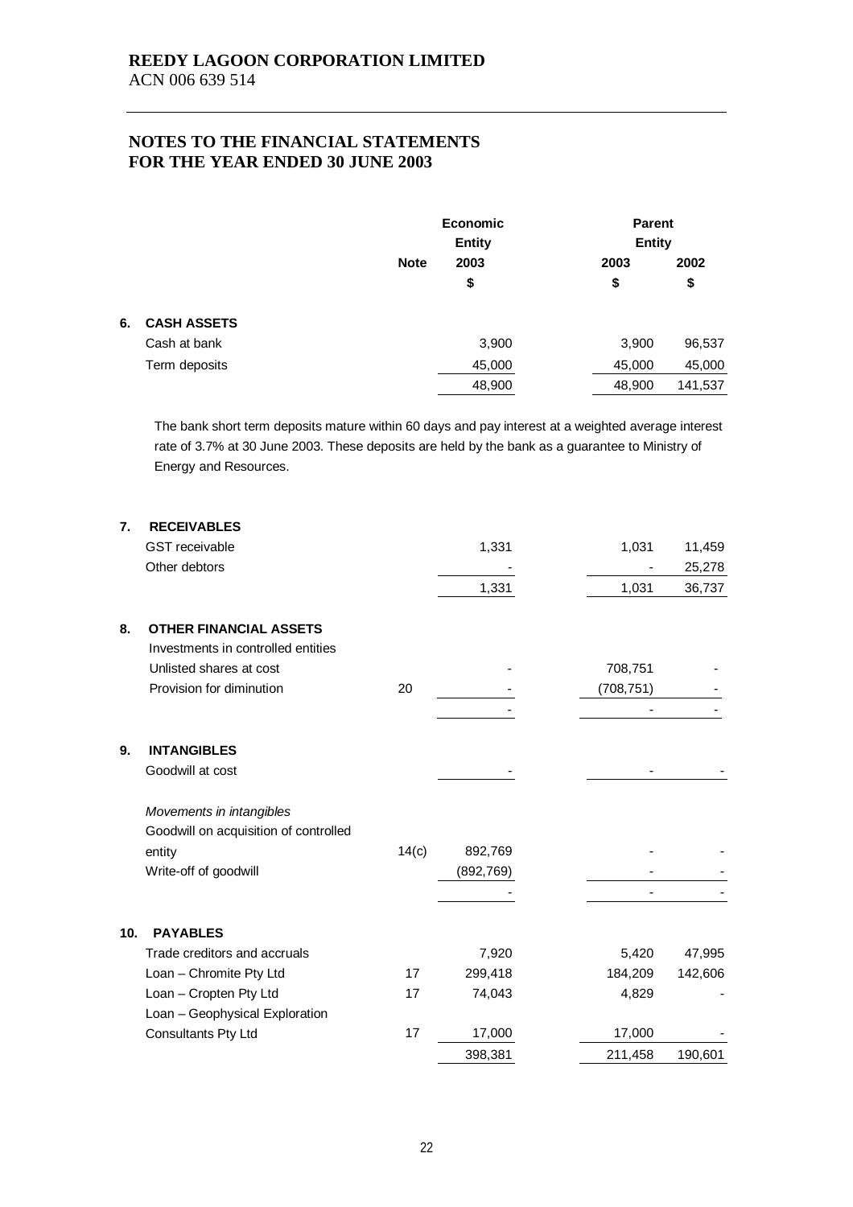**REEDY LAGOON CORPORATION LIMITED**
ACN 006 639 514

## NOTES TO THE FINANCIAL STATEMENTS FOR THE YEAR ENDED 30 JUNE 2003

| | | Note | Economic Entity 2003 $ | Parent Entity 2003 $ | Parent Entity 2002 $ |
|---|---|---|---|---|---|
| **6.** | **CASH ASSETS** | | | | |
| | Cash at bank | | 3,900 | 3,900 | 96,537 |
| | Term deposits | | 45,000 | 45,000 | 45,000 |
| | | | 48,900 | 48,900 | 141,537 |

The bank short term deposits mature within 60 days and pay interest at a weighted average interest rate of 3.7% at 30 June 2003. These deposits are held by the bank as a guarantee to Ministry of Energy and Resources.

| | | Note | Economic Entity 2003 $ | Parent Entity 2003 $ | Parent Entity 2002 $ |
|---|---|---|---|---|---|
| **7.** | **RECEIVABLES** | | | | |
| | GST receivable | | 1,331 | 1,031 | 11,459 |
| | Other debtors | | - | - | 25,278 |
| | | | 1,331 | 1,031 | 36,737 |
| **8.** | **OTHER FINANCIAL ASSETS** | | | | |
| | Investments in controlled entities | | | | |
| | Unlisted shares at cost | | - | 708,751 | - |
| | Provision for diminution | 20 | - | (708,751) | - |
| | | | - | - | - |
| **9.** | **INTANGIBLES** | | | | |
| | Goodwill at cost | | - | - | - |
| | *Movements in intangibles* | | | | |
| | Goodwill on acquisition of controlled entity | 14(c) | 892,769 | - | - |
| | Write-off of goodwill | | (892,769) | - | - |
| | | | - | - | - |
| **10.** | **PAYABLES** | | | | |
| | Trade creditors and accruals | | 7,920 | 5,420 | 47,995 |
| | Loan – Chromite Pty Ltd | 17 | 299,418 | 184,209 | 142,606 |
| | Loan – Cropten Pty Ltd | 17 | 74,043 | 4,829 | - |
| | Loan – Geophysical Exploration Consultants Pty Ltd | 17 | 17,000 | 17,000 | - |
| | | | 398,381 | 211,458 | 190,601 |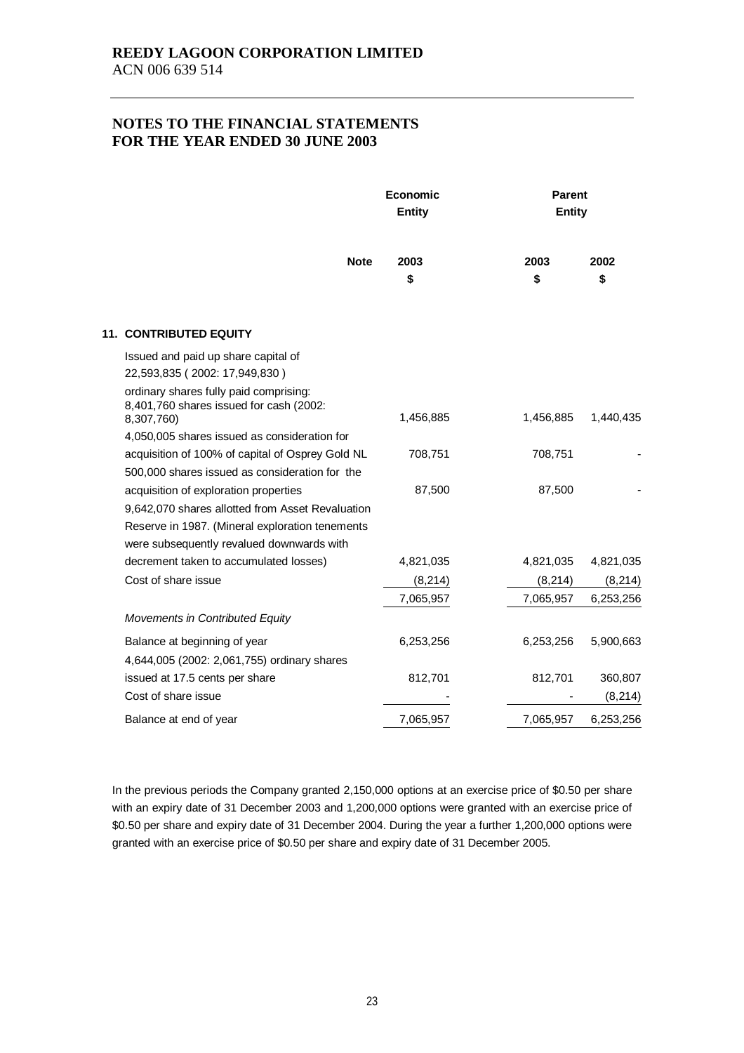**REEDY LAGOON CORPORATION LIMITED**
ACN 006 639 514

# NOTES TO THE FINANCIAL STATEMENTS FOR THE YEAR ENDED 30 JUNE 2003

| | Note | Economic Entity | Parent Entity | |
|---|---|---|---|---|
| | | 2003 | 2003 | 2002 |
| | | $ | $ | $ |
| **11. CONTRIBUTED EQUITY** | | | | |
| Issued and paid up share capital of 22,593,835 ( 2002: 17,949,830 ) | | | | |
| ordinary shares fully paid comprising: 8,401,760 shares issued for cash (2002: 8,307,760) | | 1,456,885 | 1,456,885 | 1,440,435 |
| 4,050,005 shares issued as consideration for acquisition of 100% of capital of Osprey Gold NL | | 708,751 | 708,751 | - |
| 500,000 shares issued as consideration for the acquisition of exploration properties | | 87,500 | 87,500 | - |
| 9,642,070 shares allotted from Asset Revaluation Reserve in 1987. (Mineral exploration tenements were subsequently revalued downwards with decrement taken to accumulated losses) | | 4,821,035 | 4,821,035 | 4,821,035 |
| Cost of share issue | | (8,214) | (8,214) | (8,214) |
| | | 7,065,957 | 7,065,957 | 6,253,256 |
| *Movements in Contributed Equity* | | | | |
| Balance at beginning of year | | 6,253,256 | 6,253,256 | 5,900,663 |
| 4,644,005 (2002: 2,061,755) ordinary shares issued at 17.5 cents per share | | 812,701 | 812,701 | 360,807 |
| Cost of share issue | | - | - | (8,214) |
| Balance at end of year | | 7,065,957 | 7,065,957 | 6,253,256 |

In the previous periods the Company granted 2,150,000 options at an exercise price of $0.50 per share with an expiry date of 31 December 2003 and 1,200,000 options were granted with an exercise price of $0.50 per share and expiry date of 31 December 2004. During the year a further 1,200,000 options were granted with an exercise price of $0.50 per share and expiry date of 31 December 2005.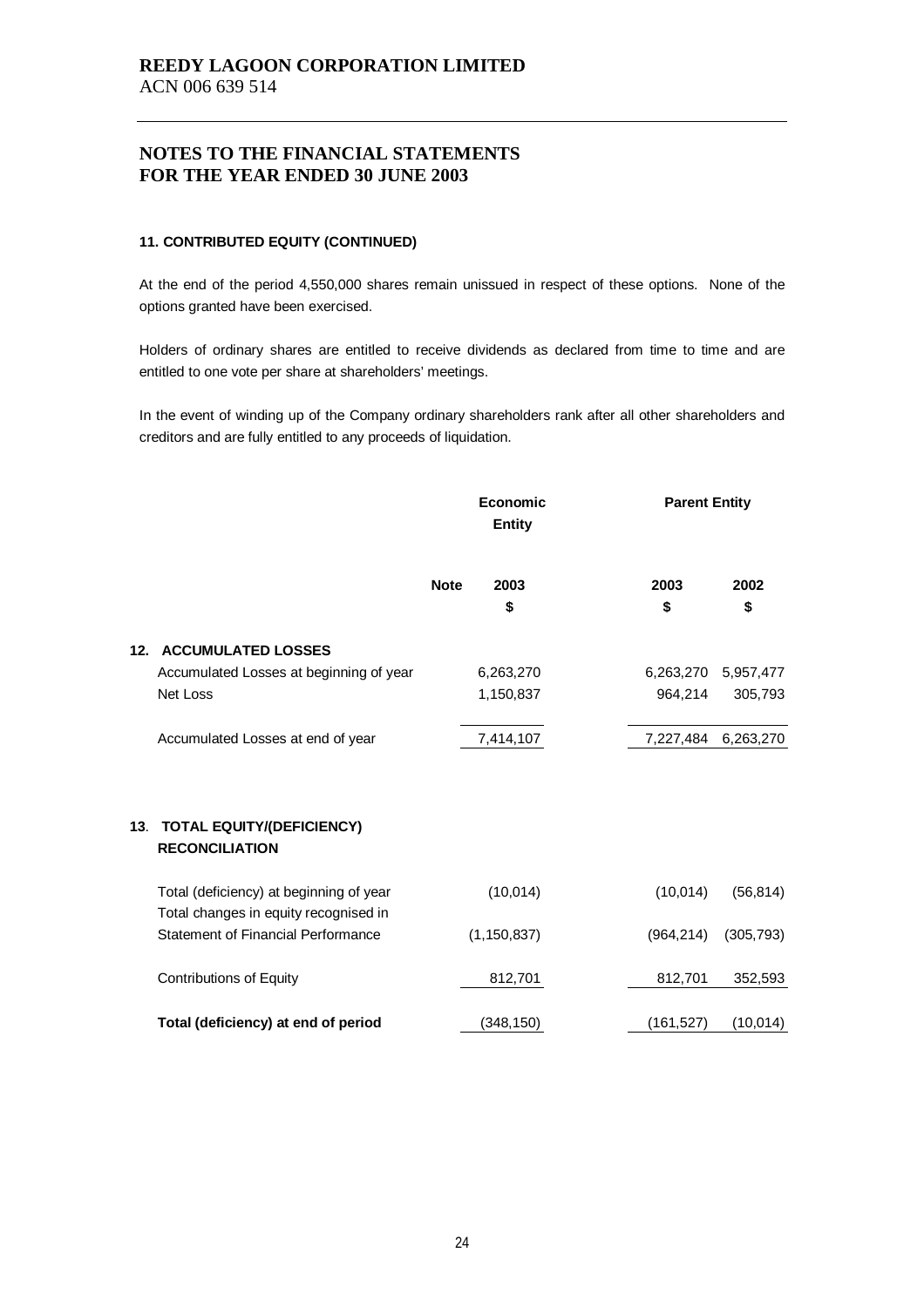## NOTES TO THE FINANCIAL STATEMENTS FOR THE YEAR ENDED 30 JUNE 2003

#### 11. CONTRIBUTED EQUITY (CONTINUED)

At the end of the period 4,550,000 shares remain unissued in respect of these options. None of the options granted have been exercised.

Holders of ordinary shares are entitled to receive dividends as declared from time to time and are entitled to one vote per share at shareholders' meetings.

In the event of winding up of the Company ordinary shareholders rank after all other shareholders and creditors and are fully entitled to any proceeds of liquidation.

| | Note | Economic Entity | Parent Entity | |
|---|---|---|---|---|
| | | 2003 | 2003 | 2002 |
| | | $ | $ | $ |
| **12. ACCUMULATED LOSSES** | | | | |
| Accumulated Losses at beginning of year | | 6,263,270 | 6,263,270 | 5,957,477 |
| Net Loss | | 1,150,837 | 964,214 | 305,793 |
| Accumulated Losses at end of year | | 7,414,107 | 7,227,484 | 6,263,270 |
| **13. TOTAL EQUITY/(DEFICIENCY) RECONCILIATION** | | | | |
| Total (deficiency) at beginning of year | | (10,014) | (10,014) | (56,814) |
| Total changes in equity recognised in Statement of Financial Performance | | (1,150,837) | (964,214) | (305,793) |
| Contributions of Equity | | 812,701 | 812,701 | 352,593 |
| **Total (deficiency) at end of period** | | (348,150) | (161,527) | (10,014) |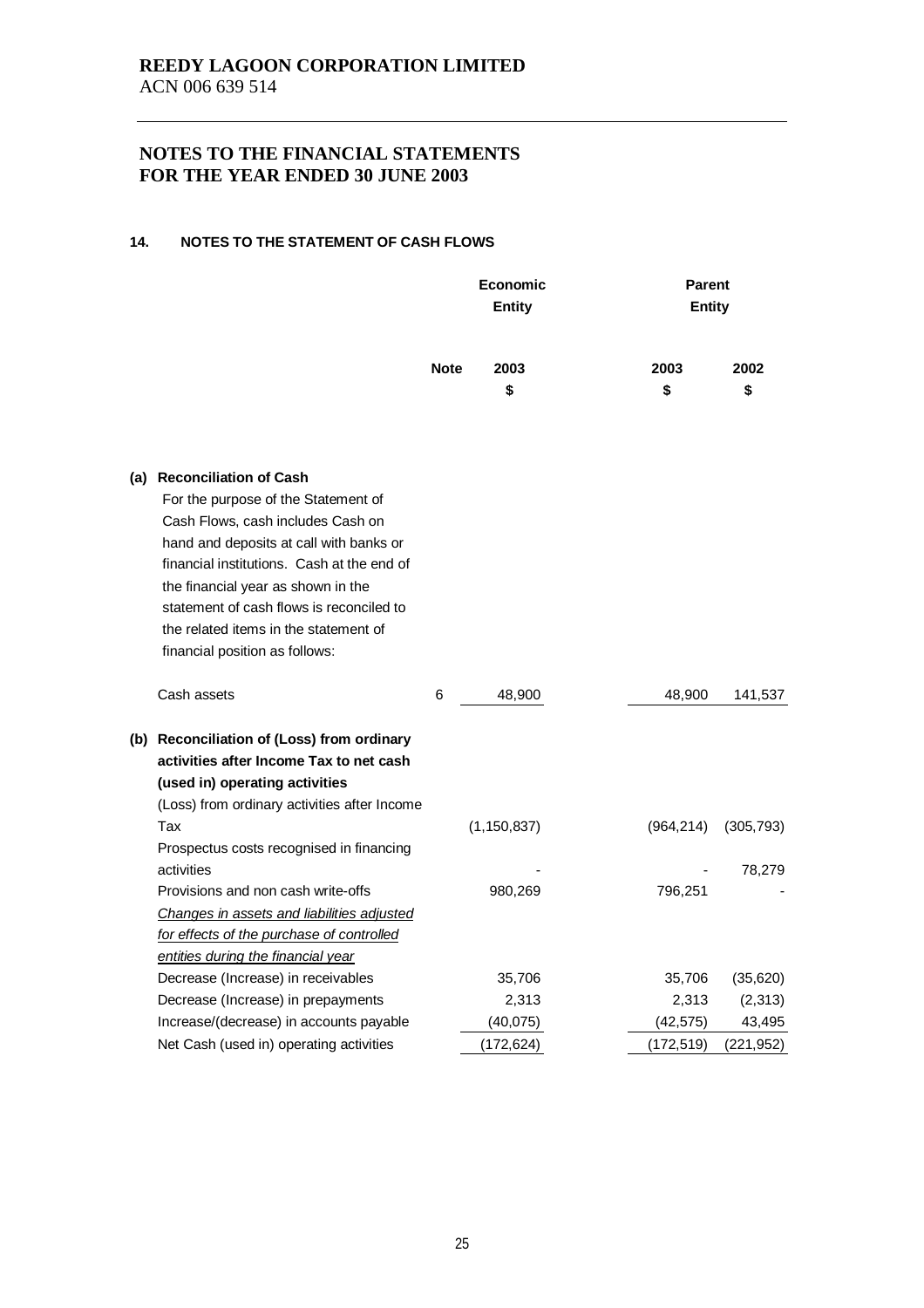**REEDY LAGOON CORPORATION LIMITED**
ACN 006 639 514

# NOTES TO THE FINANCIAL STATEMENTS FOR THE YEAR ENDED 30 JUNE 2003

## 14. NOTES TO THE STATEMENT OF CASH FLOWS

| | Note | Economic Entity | Parent Entity | |
|---|---|---|---|---|
| | | 2003 | 2003 | 2002 |
| | | $ | $ | $ |
| **(a) Reconciliation of Cash** | | | | |
| For the purpose of the Statement of Cash Flows, cash includes Cash on hand and deposits at call with banks or financial institutions. Cash at the end of the financial year as shown in the statement of cash flows is reconciled to the related items in the statement of financial position as follows: | | | | |
| Cash assets | 6 | 48,900 | 48,900 | 141,537 |
| **(b) Reconciliation of (Loss) from ordinary activities after Income Tax to net cash (used in) operating activities** | | | | |
| (Loss) from ordinary activities after Income Tax | | (1,150,837) | (964,214) | (305,793) |
| Prospectus costs recognised in financing activities | | - | - | 78,279 |
| Provisions and non cash write-offs | | 980,269 | 796,251 | - |
| *Changes in assets and liabilities adjusted for effects of the purchase of controlled entities during the financial year* | | | | |
| Decrease (Increase) in receivables | | 35,706 | 35,706 | (35,620) |
| Decrease (Increase) in prepayments | | 2,313 | 2,313 | (2,313) |
| Increase/(decrease) in accounts payable | | (40,075) | (42,575) | 43,495 |
| Net Cash (used in) operating activities | | (172,624) | (172,519) | (221,952) |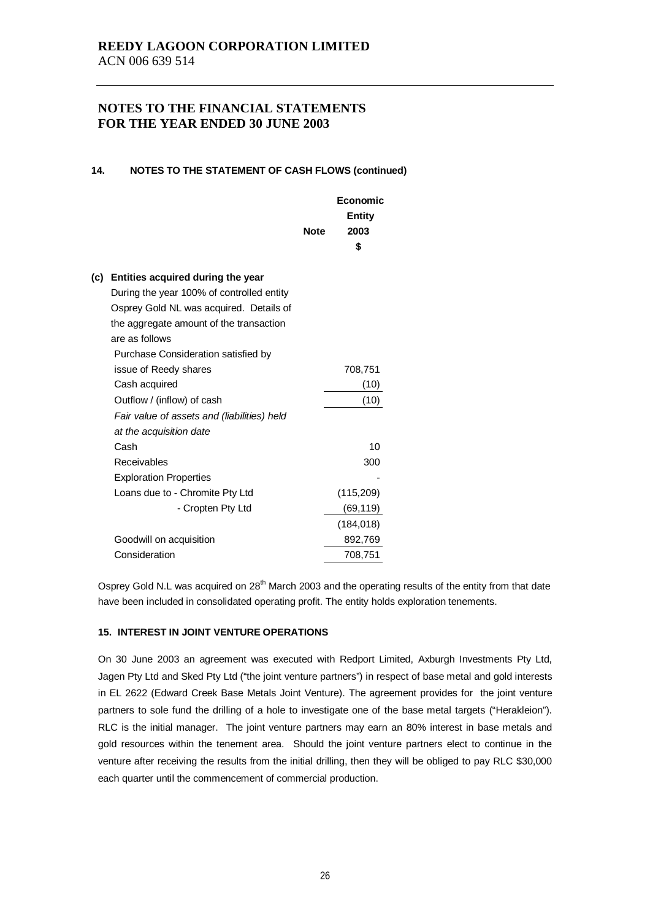# REEDY LAGOON CORPORATION LIMITED

ACN 006 639 514

## NOTES TO THE FINANCIAL STATEMENTS FOR THE YEAR ENDED 30 JUNE 2003

### 14. NOTES TO THE STATEMENT OF CASH FLOWS (continued)

| | Note | Economic Entity 2003 $ |
|---|---|---|
| **(c) Entities acquired during the year** | | |
| During the year 100% of controlled entity Osprey Gold NL was acquired. Details of the aggregate amount of the transaction are as follows | | |
| Purchase Consideration satisfied by issue of Reedy shares | | 708,751 |
| Cash acquired | | (10) |
| Outflow / (inflow) of cash | | (10) |
| *Fair value of assets and (liabilities) held at the acquisition date* | | |
| Cash | | 10 |
| Receivables | | 300 |
| Exploration Properties | | - |
| Loans due to - Chromite Pty Ltd | | (115,209) |
| - Cropten Pty Ltd | | (69,119) |
| | | (184,018) |
| Goodwill on acquisition | | 892,769 |
| Consideration | | 708,751 |

Osprey Gold N.L was acquired on 28th March 2003 and the operating results of the entity from that date have been included in consolidated operating profit. The entity holds exploration tenements.

### 15. INTEREST IN JOINT VENTURE OPERATIONS

On 30 June 2003 an agreement was executed with Redport Limited, Axburgh Investments Pty Ltd, Jagen Pty Ltd and Sked Pty Ltd ("the joint venture partners") in respect of base metal and gold interests in EL 2622 (Edward Creek Base Metals Joint Venture). The agreement provides for the joint venture partners to sole fund the drilling of a hole to investigate one of the base metal targets ("Herakleion"). RLC is the initial manager. The joint venture partners may earn an 80% interest in base metals and gold resources within the tenement area. Should the joint venture partners elect to continue in the venture after receiving the results from the initial drilling, then they will be obliged to pay RLC $30,000 each quarter until the commencement of commercial production.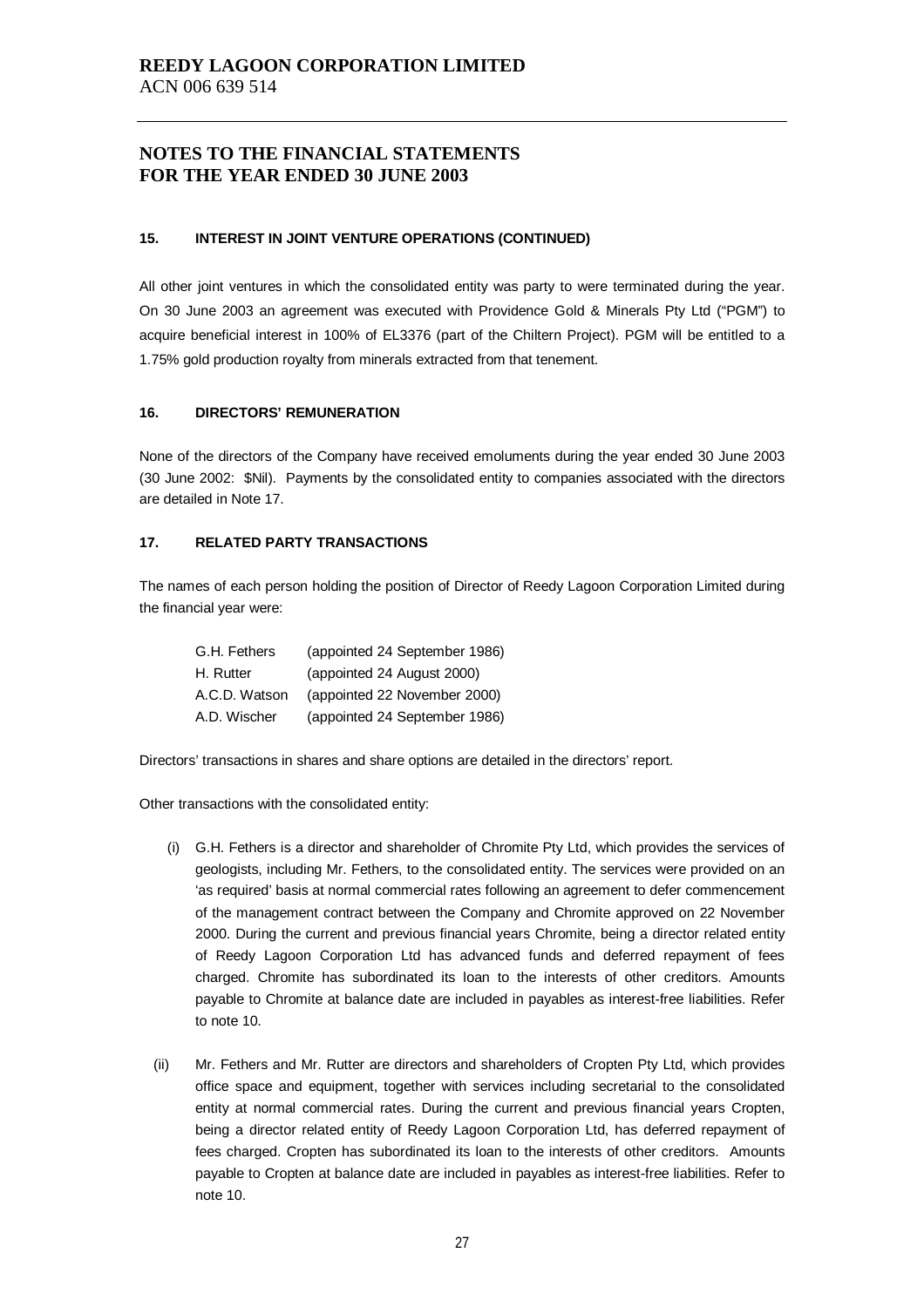# REEDY LAGOON CORPORATION LIMITED

ACN 006 639 514

## NOTES TO THE FINANCIAL STATEMENTS FOR THE YEAR ENDED 30 JUNE 2003

### 15. INTEREST IN JOINT VENTURE OPERATIONS (CONTINUED)

All other joint ventures in which the consolidated entity was party to were terminated during the year. On 30 June 2003 an agreement was executed with Providence Gold & Minerals Pty Ltd ("PGM") to acquire beneficial interest in 100% of EL3376 (part of the Chiltern Project). PGM will be entitled to a 1.75% gold production royalty from minerals extracted from that tenement.

### 16. DIRECTORS' REMUNERATION

None of the directors of the Company have received emoluments during the year ended 30 June 2003 (30 June 2002: $Nil). Payments by the consolidated entity to companies associated with the directors are detailed in Note 17.

### 17. RELATED PARTY TRANSACTIONS

The names of each person holding the position of Director of Reedy Lagoon Corporation Limited during the financial year were:

| | |
|---|---|
| G.H. Fethers | (appointed 24 September 1986) |
| H. Rutter | (appointed 24 August 2000) |
| A.C.D. Watson | (appointed 22 November 2000) |
| A.D. Wischer | (appointed 24 September 1986) |

Directors' transactions in shares and share options are detailed in the directors' report.

Other transactions with the consolidated entity:

(i) G.H. Fethers is a director and shareholder of Chromite Pty Ltd, which provides the services of geologists, including Mr. Fethers, to the consolidated entity. The services were provided on an 'as required' basis at normal commercial rates following an agreement to defer commencement of the management contract between the Company and Chromite approved on 22 November 2000. During the current and previous financial years Chromite, being a director related entity of Reedy Lagoon Corporation Ltd has advanced funds and deferred repayment of fees charged. Chromite has subordinated its loan to the interests of other creditors. Amounts payable to Chromite at balance date are included in payables as interest-free liabilities. Refer to note 10.

(ii) Mr. Fethers and Mr. Rutter are directors and shareholders of Cropten Pty Ltd, which provides office space and equipment, together with services including secretarial to the consolidated entity at normal commercial rates. During the current and previous financial years Cropten, being a director related entity of Reedy Lagoon Corporation Ltd, has deferred repayment of fees charged. Cropten has subordinated its loan to the interests of other creditors. Amounts payable to Cropten at balance date are included in payables as interest-free liabilities. Refer to note 10.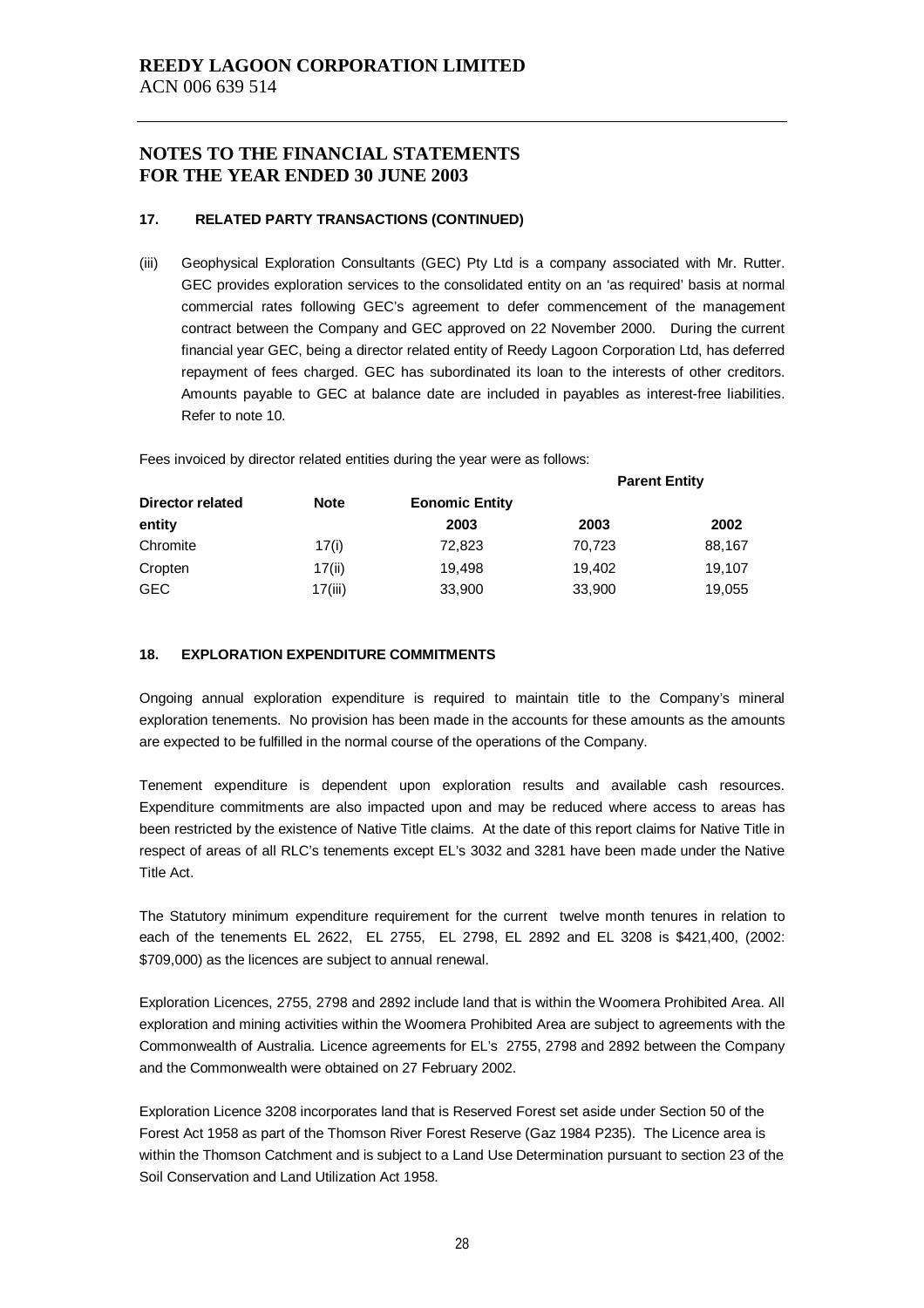# REEDY LAGOON CORPORATION LIMITED

ACN 006 639 514

## NOTES TO THE FINANCIAL STATEMENTS FOR THE YEAR ENDED 30 JUNE 2003

### 17. RELATED PARTY TRANSACTIONS (CONTINUED)

(iii) Geophysical Exploration Consultants (GEC) Pty Ltd is a company associated with Mr. Rutter. GEC provides exploration services to the consolidated entity on an 'as required' basis at normal commercial rates following GEC's agreement to defer commencement of the management contract between the Company and GEC approved on 22 November 2000. During the current financial year GEC, being a director related entity of Reedy Lagoon Corporation Ltd, has deferred repayment of fees charged. GEC has subordinated its loan to the interests of other creditors. Amounts payable to GEC at balance date are included in payables as interest-free liabilities. Refer to note 10.

Fees invoiced by director related entities during the year were as follows:

| Director related entity | Note | Eonomic Entity 2003 | Parent Entity 2003 | Parent Entity 2002 |
|---|---|---|---|---|
| Chromite | 17(i) | 72,823 | 70,723 | 88,167 |
| Cropten | 17(ii) | 19,498 | 19,402 | 19,107 |
| GEC | 17(iii) | 33,900 | 33,900 | 19,055 |

### 18. EXPLORATION EXPENDITURE COMMITMENTS

Ongoing annual exploration expenditure is required to maintain title to the Company's mineral exploration tenements. No provision has been made in the accounts for these amounts as the amounts are expected to be fulfilled in the normal course of the operations of the Company.

Tenement expenditure is dependent upon exploration results and available cash resources. Expenditure commitments are also impacted upon and may be reduced where access to areas has been restricted by the existence of Native Title claims. At the date of this report claims for Native Title in respect of areas of all RLC's tenements except EL's 3032 and 3281 have been made under the Native Title Act.

The Statutory minimum expenditure requirement for the current twelve month tenures in relation to each of the tenements EL 2622, EL 2755, EL 2798, EL 2892 and EL 3208 is $421,400, (2002: $709,000) as the licences are subject to annual renewal.

Exploration Licences, 2755, 2798 and 2892 include land that is within the Woomera Prohibited Area. All exploration and mining activities within the Woomera Prohibited Area are subject to agreements with the Commonwealth of Australia. Licence agreements for EL's 2755, 2798 and 2892 between the Company and the Commonwealth were obtained on 27 February 2002.

Exploration Licence 3208 incorporates land that is Reserved Forest set aside under Section 50 of the Forest Act 1958 as part of the Thomson River Forest Reserve (Gaz 1984 P235). The Licence area is within the Thomson Catchment and is subject to a Land Use Determination pursuant to section 23 of the Soil Conservation and Land Utilization Act 1958.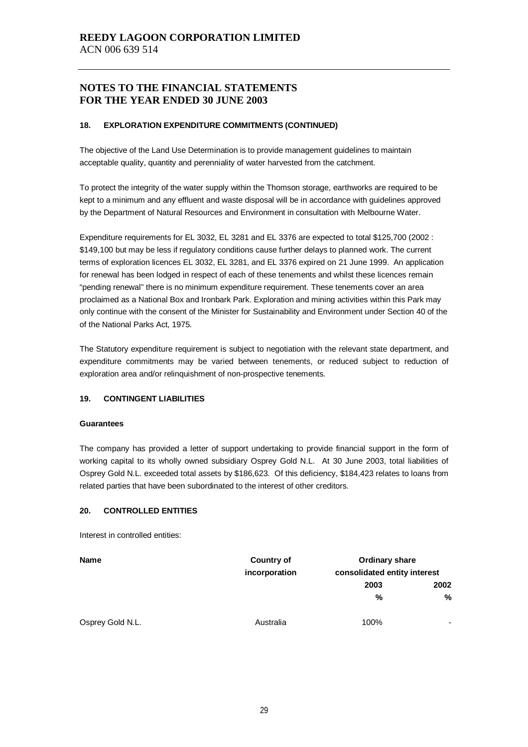# REEDY LAGOON CORPORATION LIMITED

ACN 006 639 514

## NOTES TO THE FINANCIAL STATEMENTS FOR THE YEAR ENDED 30 JUNE 2003

### 18. EXPLORATION EXPENDITURE COMMITMENTS (CONTINUED)

The objective of the Land Use Determination is to provide management guidelines to maintain acceptable quality, quantity and perenniality of water harvested from the catchment.

To protect the integrity of the water supply within the Thomson storage, earthworks are required to be kept to a minimum and any effluent and waste disposal will be in accordance with guidelines approved by the Department of Natural Resources and Environment in consultation with Melbourne Water.

Expenditure requirements for EL 3032, EL 3281 and EL 3376 are expected to total $125,700 (2002 : $149,100 but may be less if regulatory conditions cause further delays to planned work. The current terms of exploration licences EL 3032, EL 3281, and EL 3376 expired on 21 June 1999. An application for renewal has been lodged in respect of each of these tenements and whilst these licences remain "pending renewal" there is no minimum expenditure requirement. These tenements cover an area proclaimed as a National Box and Ironbark Park. Exploration and mining activities within this Park may only continue with the consent of the Minister for Sustainability and Environment under Section 40 of the of the National Parks Act, 1975.

The Statutory expenditure requirement is subject to negotiation with the relevant state department, and expenditure commitments may be varied between tenements, or reduced subject to reduction of exploration area and/or relinquishment of non-prospective tenements.

### 19. CONTINGENT LIABILITIES

**Guarantees**

The company has provided a letter of support undertaking to provide financial support in the form of working capital to its wholly owned subsidiary Osprey Gold N.L. At 30 June 2003, total liabilities of Osprey Gold N.L. exceeded total assets by $186,623. Of this deficiency, $184,423 relates to loans from related parties that have been subordinated to the interest of other creditors.

### 20. CONTROLLED ENTITIES

Interest in controlled entities:

| Name | Country of incorporation | Ordinary share consolidated entity interest | |
|---|---|---|---|
| | | 2003 | 2002 |
| | | % | % |
| Osprey Gold N.L. | Australia | 100% | - |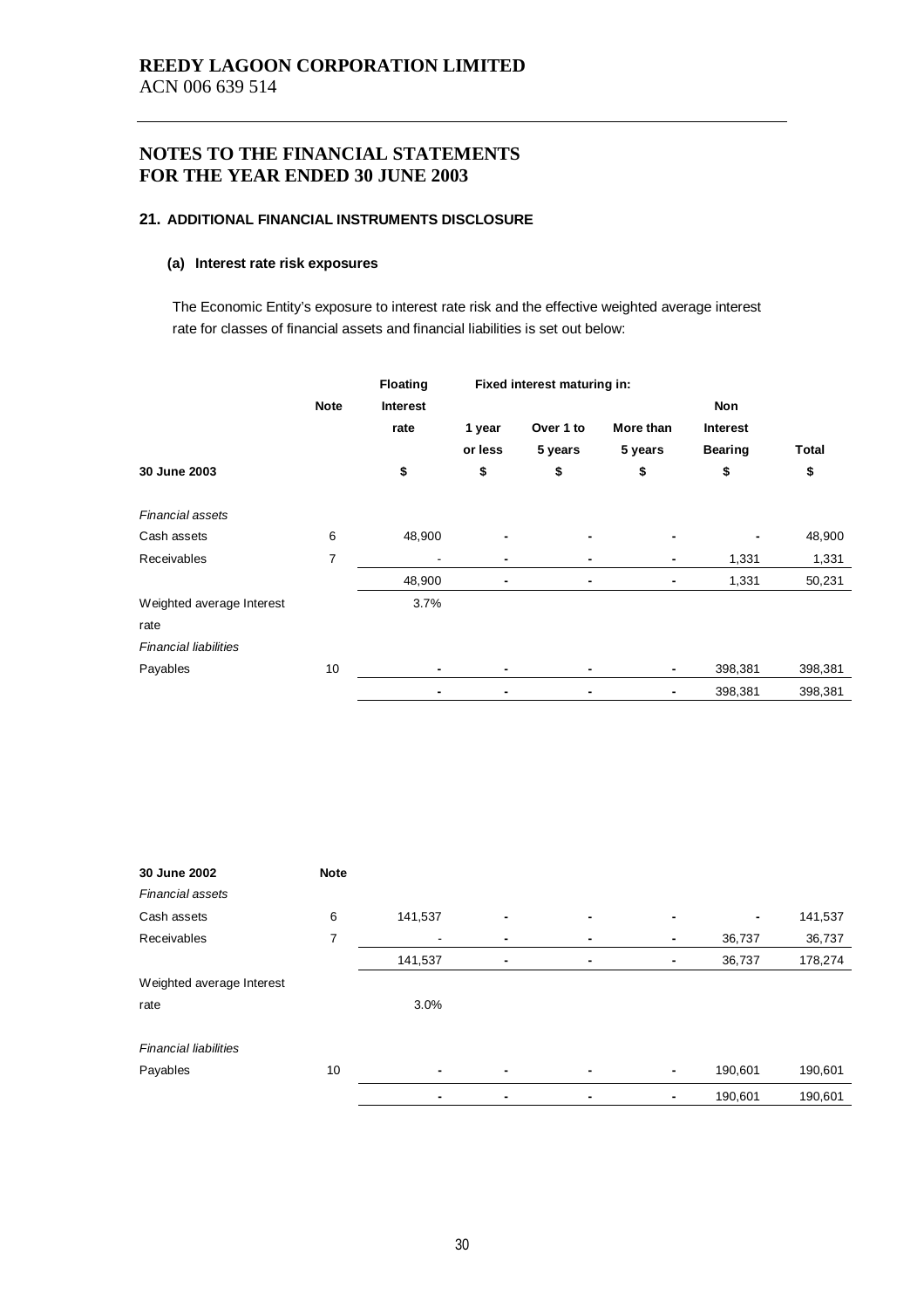**REEDY LAGOON CORPORATION LIMITED**
ACN 006 639 514

# NOTES TO THE FINANCIAL STATEMENTS FOR THE YEAR ENDED 30 JUNE 2003

## 21. ADDITIONAL FINANCIAL INSTRUMENTS DISCLOSURE

### (a) Interest rate risk exposures

The Economic Entity's exposure to interest rate risk and the effective weighted average interest rate for classes of financial assets and financial liabilities is set out below:

| | Note | Floating Interest rate | Fixed interest maturing in: | | | Non Interest Bearing | Total |
|---|---|---|---|---|---|---|---|
| | | | 1 year or less | Over 1 to 5 years | More than 5 years | | |
| **30 June 2003** | | **$** | **$** | **$** | **$** | **$** | **$** |
| *Financial assets* | | | | | | | |
| Cash assets | 6 | 48,900 | - | - | - | - | 48,900 |
| Receivables | 7 | - | - | - | - | 1,331 | 1,331 |
| | | 48,900 | - | - | - | 1,331 | 50,231 |
| Weighted average Interest rate | | 3.7% | | | | | |
| *Financial liabilities* | | | | | | | |
| Payables | 10 | - | - | - | - | 398,381 | 398,381 |
| | | - | - | - | - | 398,381 | 398,381 |

| **30 June 2002** | **Note** | | | | | | |
|---|---|---|---|---|---|---|---|
| *Financial assets* | | | | | | | |
| Cash assets | 6 | 141,537 | - | - | - | - | 141,537 |
| Receivables | 7 | - | - | - | - | 36,737 | 36,737 |
| | | 141,537 | - | - | - | 36,737 | 178,274 |
| Weighted average Interest rate | | 3.0% | | | | | |
| *Financial liabilities* | | | | | | | |
| Payables | 10 | - | - | - | - | 190,601 | 190,601 |
| | | - | - | - | - | 190,601 | 190,601 |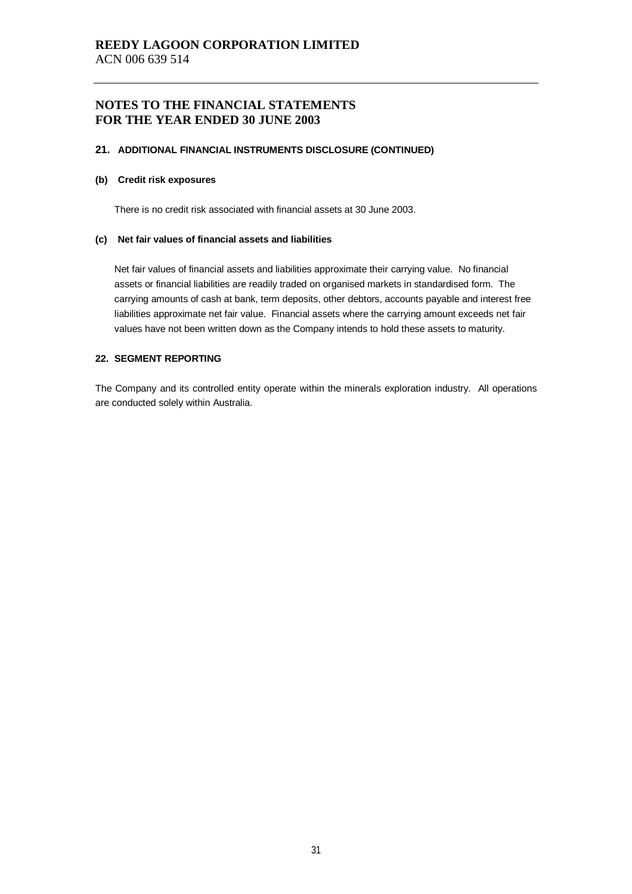**REEDY LAGOON CORPORATION LIMITED**
ACN 006 639 514

## NOTES TO THE FINANCIAL STATEMENTS FOR THE YEAR ENDED 30 JUNE 2003

### 21. ADDITIONAL FINANCIAL INSTRUMENTS DISCLOSURE (CONTINUED)

#### (b) Credit risk exposures

There is no credit risk associated with financial assets at 30 June 2003.

#### (c) Net fair values of financial assets and liabilities

Net fair values of financial assets and liabilities approximate their carrying value. No financial assets or financial liabilities are readily traded on organised markets in standardised form. The carrying amounts of cash at bank, term deposits, other debtors, accounts payable and interest free liabilities approximate net fair value. Financial assets where the carrying amount exceeds net fair values have not been written down as the Company intends to hold these assets to maturity.

### 22. SEGMENT REPORTING

The Company and its controlled entity operate within the minerals exploration industry. All operations are conducted solely within Australia.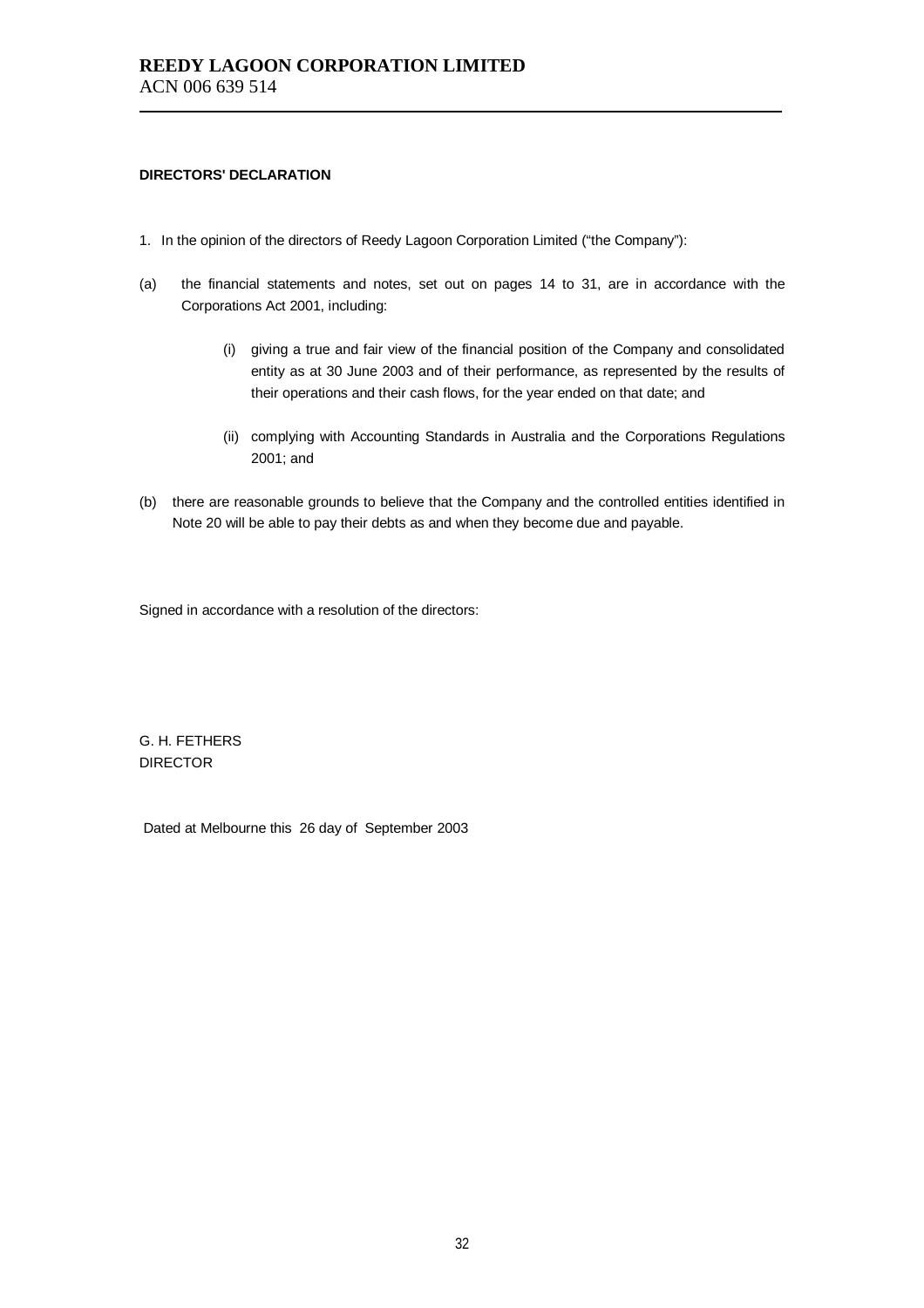# REEDY LAGOON CORPORATION LIMITED

ACN 006 639 514

**DIRECTORS' DECLARATION**

1. In the opinion of the directors of Reedy Lagoon Corporation Limited ("the Company"):

(a) the financial statements and notes, set out on pages 14 to 31, are in accordance with the Corporations Act 2001, including:

(i) giving a true and fair view of the financial position of the Company and consolidated entity as at 30 June 2003 and of their performance, as represented by the results of their operations and their cash flows, for the year ended on that date; and

(ii) complying with Accounting Standards in Australia and the Corporations Regulations 2001; and

(b) there are reasonable grounds to believe that the Company and the controlled entities identified in Note 20 will be able to pay their debts as and when they become due and payable.

Signed in accordance with a resolution of the directors:

G. H. FETHERS
DIRECTOR

Dated at Melbourne this 26 day of September 2003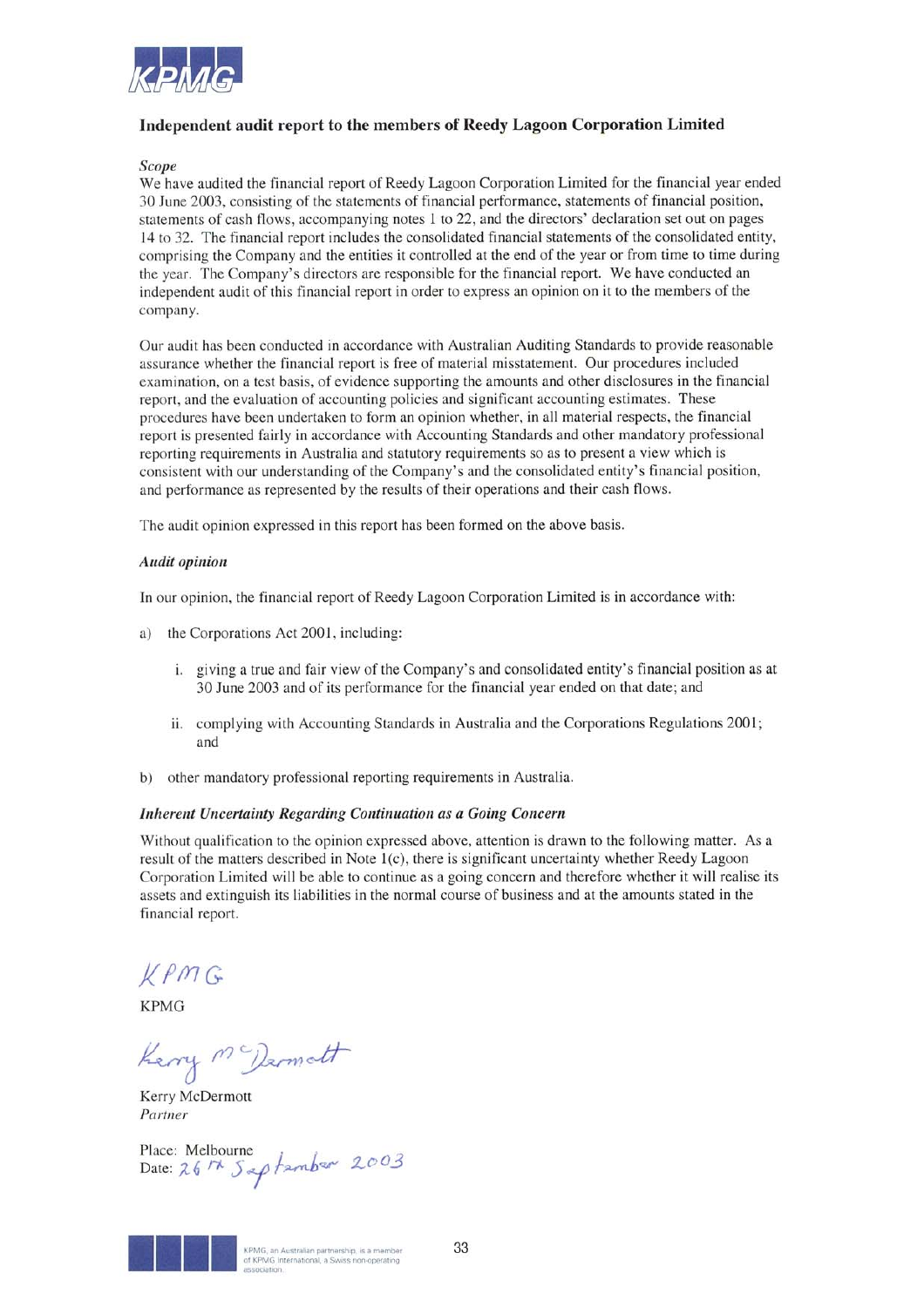## Independent audit report to the members of Reedy Lagoon Corporation Limited

*Scope*

We have audited the financial report of Reedy Lagoon Corporation Limited for the financial year ended 30 June 2003, consisting of the statements of financial performance, statements of financial position, statements of cash flows, accompanying notes 1 to 22, and the directors' declaration set out on pages 14 to 32. The financial report includes the consolidated financial statements of the consolidated entity, comprising the Company and the entities it controlled at the end of the year or from time to time during the year. The Company's directors are responsible for the financial report. We have conducted an independent audit of this financial report in order to express an opinion on it to the members of the company.

Our audit has been conducted in accordance with Australian Auditing Standards to provide reasonable assurance whether the financial report is free of material misstatement. Our procedures included examination, on a test basis, of evidence supporting the amounts and other disclosures in the financial report, and the evaluation of accounting policies and significant accounting estimates. These procedures have been undertaken to form an opinion whether, in all material respects, the financial report is presented fairly in accordance with Accounting Standards and other mandatory professional reporting requirements in Australia and statutory requirements so as to present a view which is consistent with our understanding of the Company's and the consolidated entity's financial position, and performance as represented by the results of their operations and their cash flows.

The audit opinion expressed in this report has been formed on the above basis.

***Audit opinion***

In our opinion, the financial report of Reedy Lagoon Corporation Limited is in accordance with:

a) the Corporations Act 2001, including:

   i. giving a true and fair view of the Company's and consolidated entity's financial position as at 30 June 2003 and of its performance for the financial year ended on that date; and

   ii. complying with Accounting Standards in Australia and the Corporations Regulations 2001; and

b) other mandatory professional reporting requirements in Australia.

***Inherent Uncertainty Regarding Continuation as a Going Concern***

Without qualification to the opinion expressed above, attention is drawn to the following matter. As a result of the matters described in Note 1(c), there is significant uncertainty whether Reedy Lagoon Corporation Limited will be able to continue as a going concern and therefore whether it will realise its assets and extinguish its liabilities in the normal course of business and at the amounts stated in the financial report.

KPMG

KPMG

Kerry McDermott

Kerry McDermott
*Partner*

Place: Melbourne
Date: 26th September 2003

KPMG, an Australian partnership, is a member of KPMG International, a Swiss non-operating association.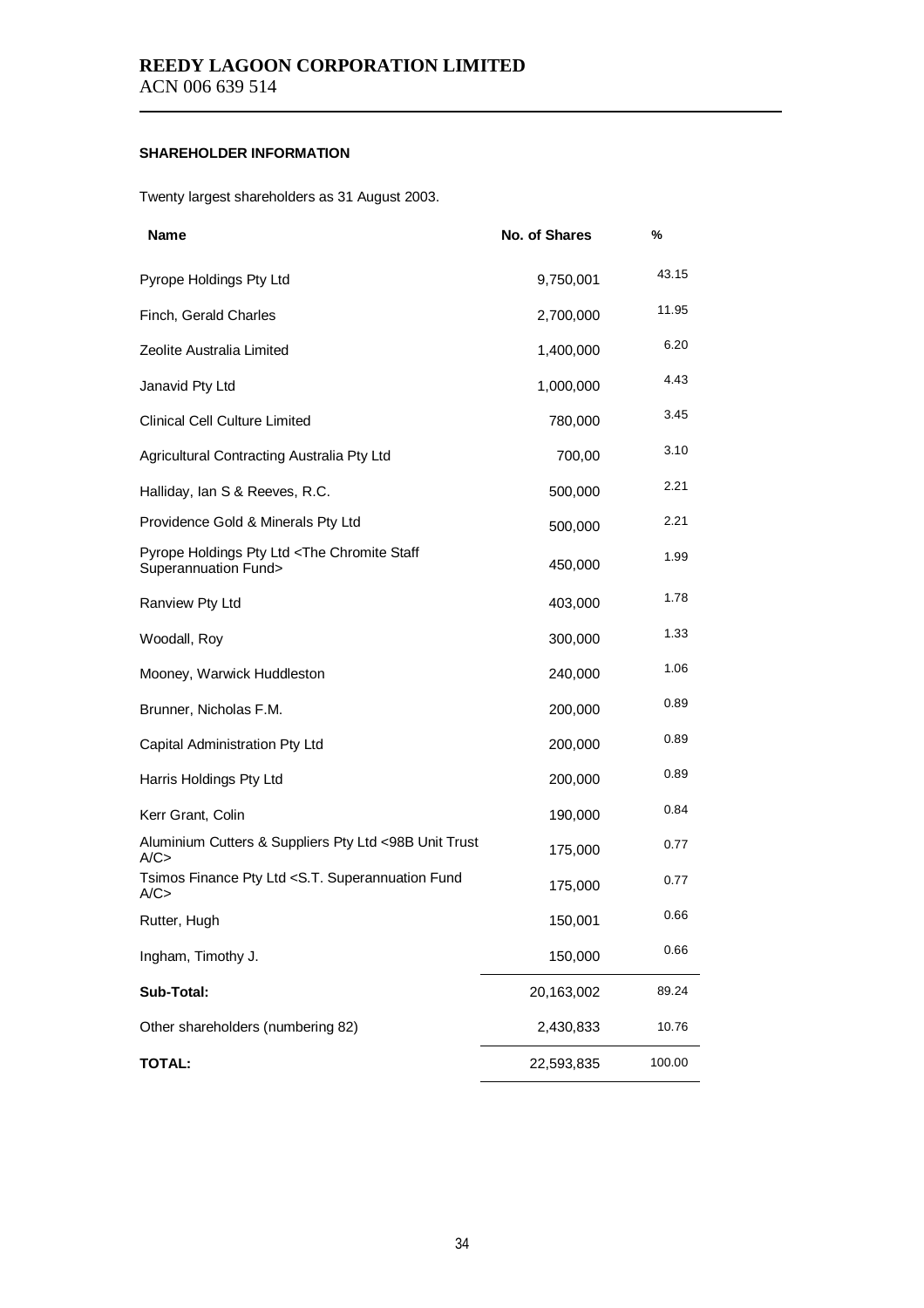# REEDY LAGOON CORPORATION LIMITED

ACN 006 639 514

**SHAREHOLDER INFORMATION**

Twenty largest shareholders as 31 August 2003.

| Name | No. of Shares | % |
|---|---|---|
| Pyrope Holdings Pty Ltd | 9,750,001 | 43.15 |
| Finch, Gerald Charles | 2,700,000 | 11.95 |
| Zeolite Australia Limited | 1,400,000 | 6.20 |
| Janavid Pty Ltd | 1,000,000 | 4.43 |
| Clinical Cell Culture Limited | 780,000 | 3.45 |
| Agricultural Contracting Australia Pty Ltd | 700,00 | 3.10 |
| Halliday, Ian S & Reeves, R.C. | 500,000 | 2.21 |
| Providence Gold & Minerals Pty Ltd | 500,000 | 2.21 |
| Pyrope Holdings Pty Ltd <The Chromite Staff Superannuation Fund> | 450,000 | 1.99 |
| Ranview Pty Ltd | 403,000 | 1.78 |
| Woodall, Roy | 300,000 | 1.33 |
| Mooney, Warwick Huddleston | 240,000 | 1.06 |
| Brunner, Nicholas F.M. | 200,000 | 0.89 |
| Capital Administration Pty Ltd | 200,000 | 0.89 |
| Harris Holdings Pty Ltd | 200,000 | 0.89 |
| Kerr Grant, Colin | 190,000 | 0.84 |
| Aluminium Cutters & Suppliers Pty Ltd <98B Unit Trust A/C> | 175,000 | 0.77 |
| Tsimos Finance Pty Ltd <S.T. Superannuation Fund A/C> | 175,000 | 0.77 |
| Rutter, Hugh | 150,001 | 0.66 |
| Ingham, Timothy J. | 150,000 | 0.66 |
| **Sub-Total:** | 20,163,002 | 89.24 |
| Other shareholders (numbering 82) | 2,430,833 | 10.76 |
| **TOTAL:** | 22,593,835 | 100.00 |